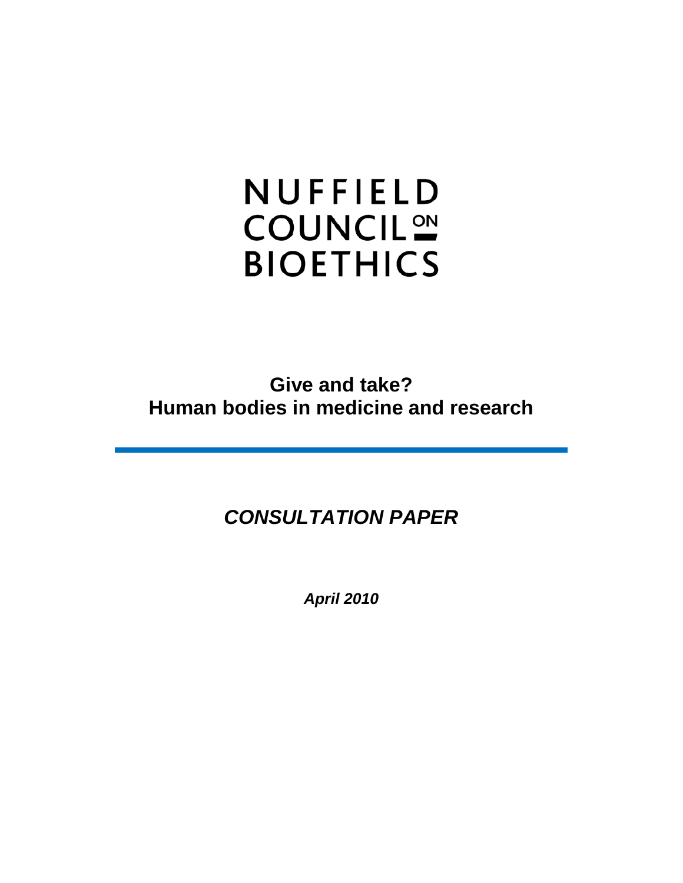NUFFIELD COUNCIL ON BIOETHICS

# Give and take?
# Human bodies in medicine and research

## *CONSULTATION PAPER*

***April 2010***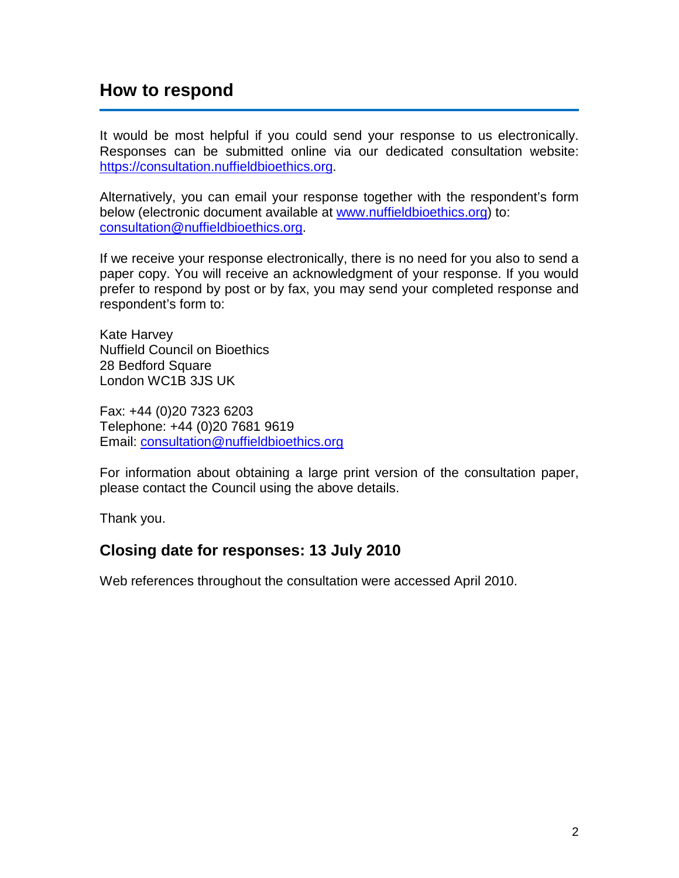## How to respond

It would be most helpful if you could send your response to us electronically. Responses can be submitted online via our dedicated consultation website: https://consultation.nuffieldbioethics.org.

Alternatively, you can email your response together with the respondent's form below (electronic document available at www.nuffieldbioethics.org) to: consultation@nuffieldbioethics.org.

If we receive your response electronically, there is no need for you also to send a paper copy. You will receive an acknowledgment of your response. If you would prefer to respond by post or by fax, you may send your completed response and respondent's form to:

Kate Harvey
Nuffield Council on Bioethics
28 Bedford Square
London WC1B 3JS UK

Fax: +44 (0)20 7323 6203
Telephone: +44 (0)20 7681 9619
Email: consultation@nuffieldbioethics.org

For information about obtaining a large print version of the consultation paper, please contact the Council using the above details.

Thank you.

### Closing date for responses: 13 July 2010

Web references throughout the consultation were accessed April 2010.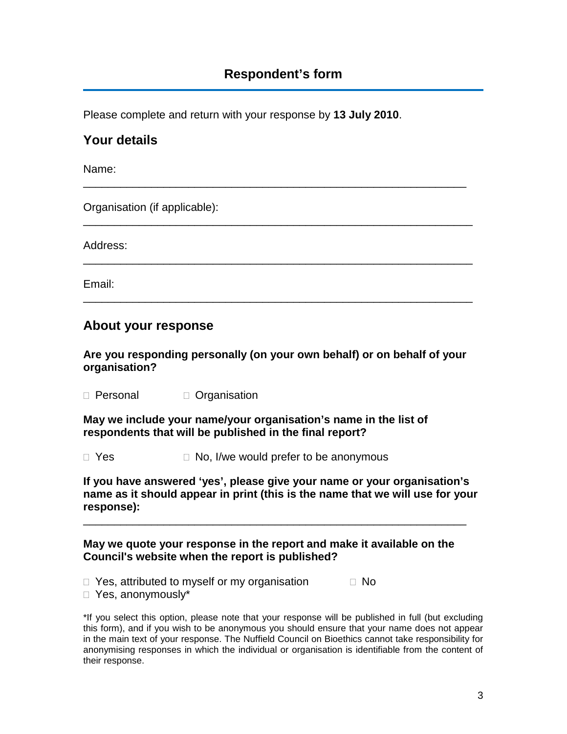# Respondent's form

Please complete and return with your response by **13 July 2010**.

## Your details

Name:
_______________________________________________________________

Organisation (if applicable):
_______________________________________________________________

Address:
_______________________________________________________________

Email:
_______________________________________________________________

## About your response

**Are you responding personally (on your own behalf) or on behalf of your organisation?**

□ Personal □ Organisation

**May we include your name/your organisation's name in the list of respondents that will be published in the final report?**

□ Yes □ No, I/we would prefer to be anonymous

**If you have answered 'yes', please give your name or your organisation's name as it should appear in print (this is the name that we will use for your response):**

_______________________________________________________________

**May we quote your response in the report and make it available on the Council's website when the report is published?**

□ Yes, attributed to myself or my organisation □ No
□ Yes, anonymously*

*If you select this option, please note that your response will be published in full (but excluding this form), and if you wish to be anonymous you should ensure that your name does not appear in the main text of your response. The Nuffield Council on Bioethics cannot take responsibility for anonymising responses in which the individual or organisation is identifiable from the content of their response.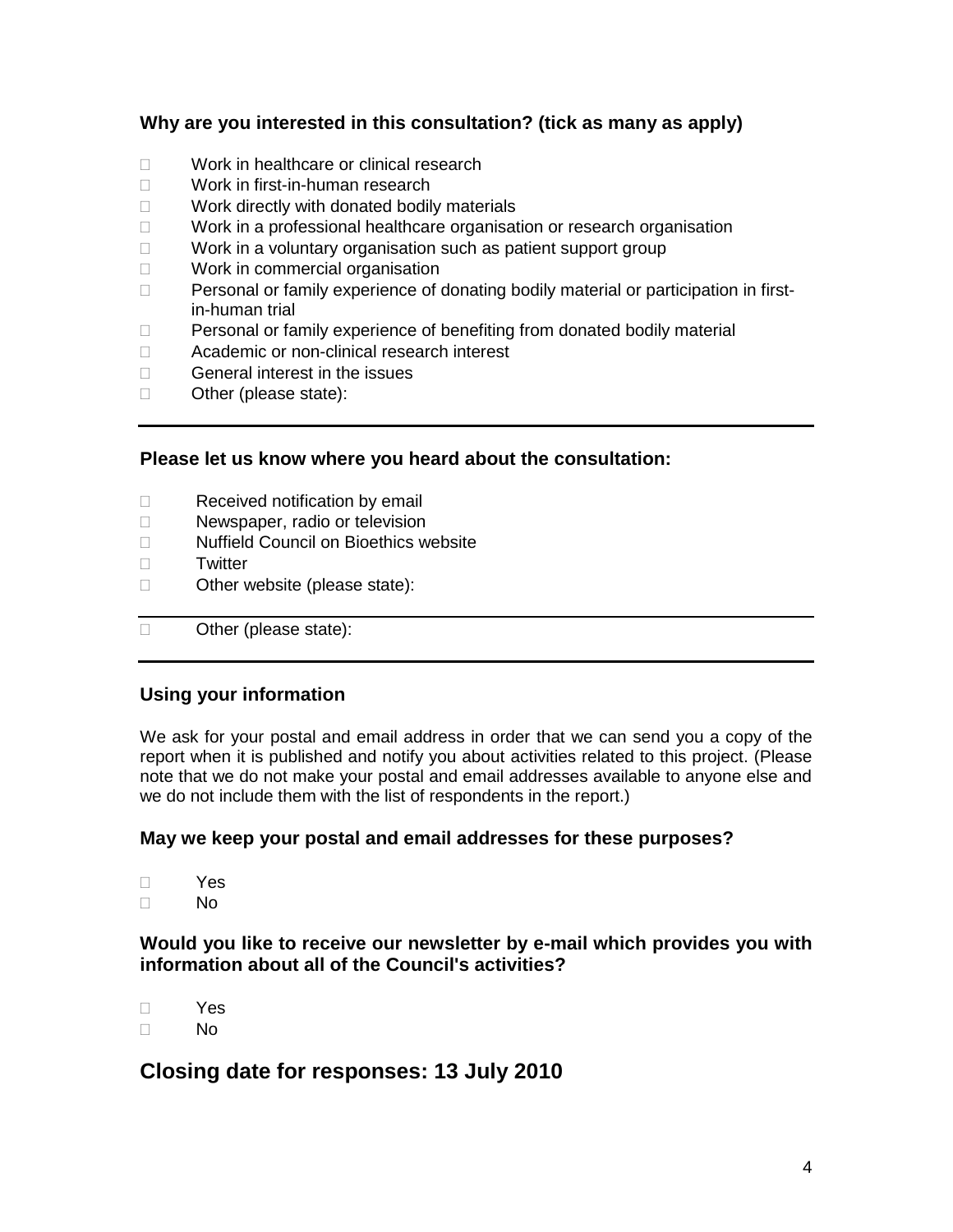**Why are you interested in this consultation? (tick as many as apply)**

- ☐ Work in healthcare or clinical research
- ☐ Work in first-in-human research
- ☐ Work directly with donated bodily materials
- ☐ Work in a professional healthcare organisation or research organisation
- ☐ Work in a voluntary organisation such as patient support group
- ☐ Work in commercial organisation
- ☐ Personal or family experience of donating bodily material or participation in first-in-human trial
- ☐ Personal or family experience of benefiting from donated bodily material
- ☐ Academic or non-clinical research interest
- ☐ General interest in the issues
- ☐ Other (please state):

---

**Please let us know where you heard about the consultation:**

- ☐ Received notification by email
- ☐ Newspaper, radio or television
- ☐ Nuffield Council on Bioethics website
- ☐ Twitter
- ☐ Other website (please state):

---

- ☐ Other (please state):

---

**Using your information**

We ask for your postal and email address in order that we can send you a copy of the report when it is published and notify you about activities related to this project. (Please note that we do not make your postal and email addresses available to anyone else and we do not include them with the list of respondents in the report.)

**May we keep your postal and email addresses for these purposes?**

- ☐ Yes
- ☐ No

**Would you like to receive our newsletter by e-mail which provides you with information about all of the Council's activities?**

- ☐ Yes
- ☐ No

## Closing date for responses: 13 July 2010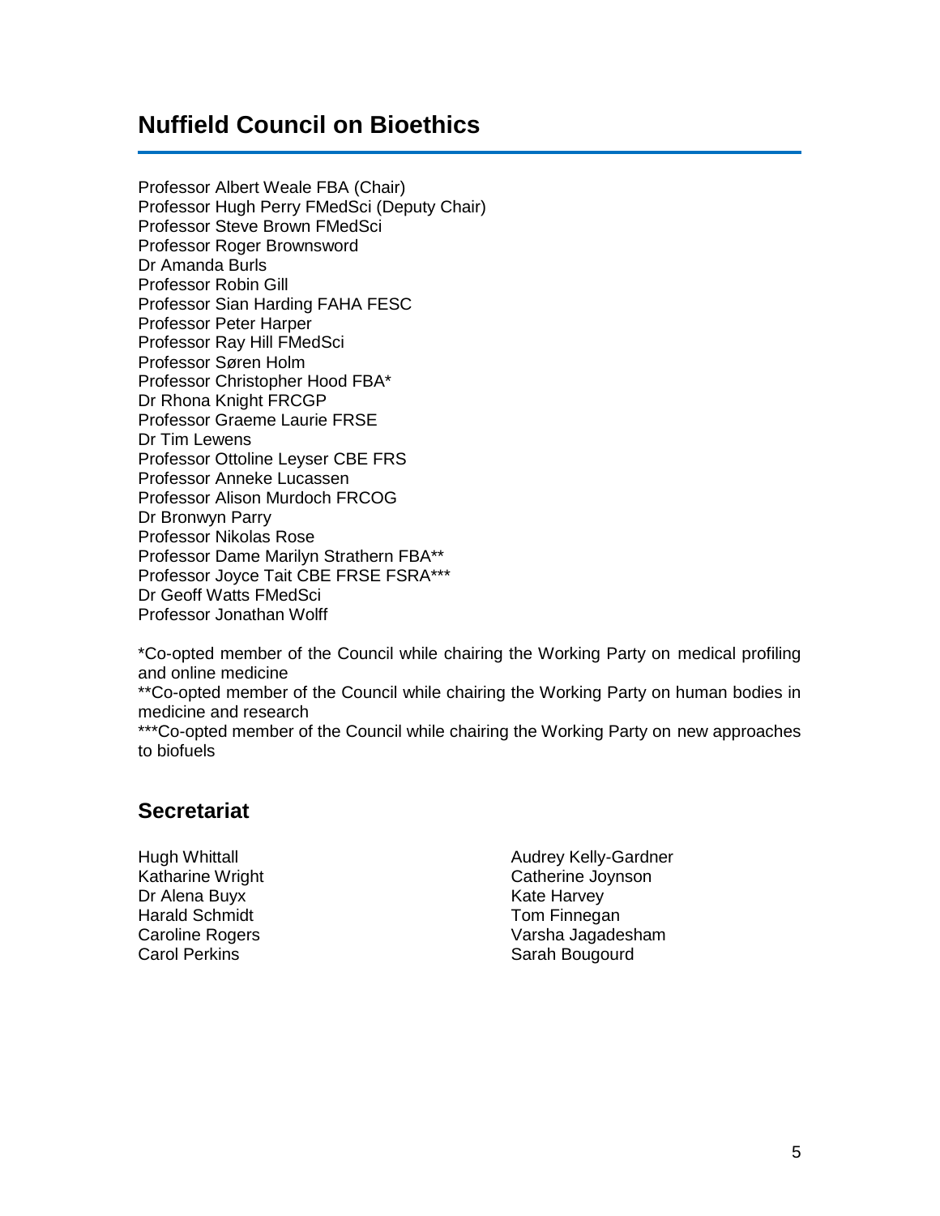## Nuffield Council on Bioethics

Professor Albert Weale FBA (Chair)
Professor Hugh Perry FMedSci (Deputy Chair)
Professor Steve Brown FMedSci
Professor Roger Brownsword
Dr Amanda Burls
Professor Robin Gill
Professor Sian Harding FAHA FESC
Professor Peter Harper
Professor Ray Hill FMedSci
Professor Søren Holm
Professor Christopher Hood FBA*
Dr Rhona Knight FRCGP
Professor Graeme Laurie FRSE
Dr Tim Lewens
Professor Ottoline Leyser CBE FRS
Professor Anneke Lucassen
Professor Alison Murdoch FRCOG
Dr Bronwyn Parry
Professor Nikolas Rose
Professor Dame Marilyn Strathern FBA**
Professor Joyce Tait CBE FRSE FSRA***
Dr Geoff Watts FMedSci
Professor Jonathan Wolff

*Co-opted member of the Council while chairing the Working Party on medical profiling and online medicine

**Co-opted member of the Council while chairing the Working Party on human bodies in medicine and research

***Co-opted member of the Council while chairing the Working Party on new approaches to biofuels

## Secretariat

Hugh Whittall
Katharine Wright
Dr Alena Buyx
Harald Schmidt
Caroline Rogers
Carol Perkins
Audrey Kelly-Gardner
Catherine Joynson
Kate Harvey
Tom Finnegan
Varsha Jagadesham
Sarah Bougourd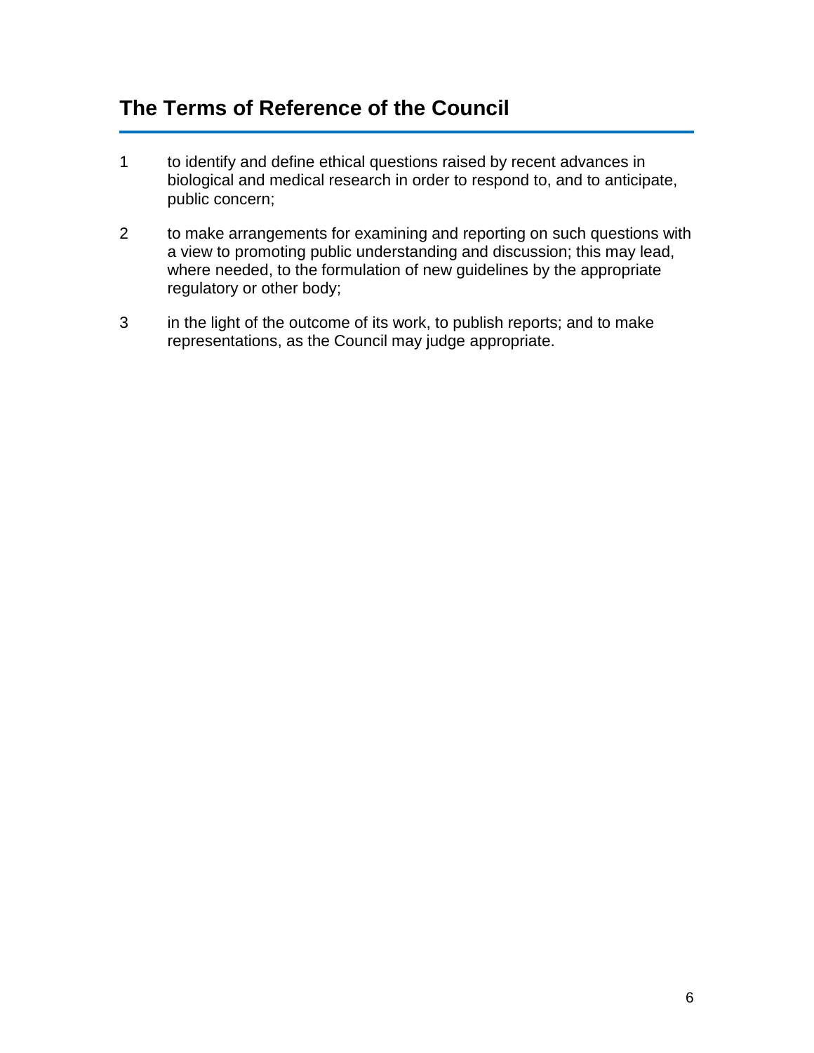## The Terms of Reference of the Council

1. to identify and define ethical questions raised by recent advances in biological and medical research in order to respond to, and to anticipate, public concern;

2. to make arrangements for examining and reporting on such questions with a view to promoting public understanding and discussion; this may lead, where needed, to the formulation of new guidelines by the appropriate regulatory or other body;

3. in the light of the outcome of its work, to publish reports; and to make representations, as the Council may judge appropriate.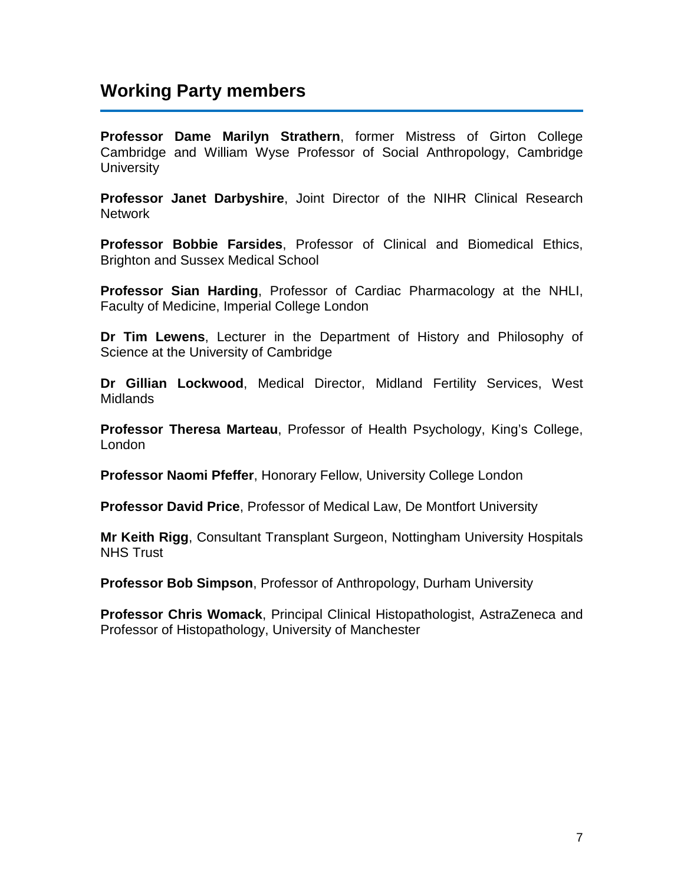## Working Party members

**Professor Dame Marilyn Strathern**, former Mistress of Girton College Cambridge and William Wyse Professor of Social Anthropology, Cambridge University

**Professor Janet Darbyshire**, Joint Director of the NIHR Clinical Research Network

**Professor Bobbie Farsides**, Professor of Clinical and Biomedical Ethics, Brighton and Sussex Medical School

**Professor Sian Harding**, Professor of Cardiac Pharmacology at the NHLI, Faculty of Medicine, Imperial College London

**Dr Tim Lewens**, Lecturer in the Department of History and Philosophy of Science at the University of Cambridge

**Dr Gillian Lockwood**, Medical Director, Midland Fertility Services, West Midlands

**Professor Theresa Marteau**, Professor of Health Psychology, King's College, London

**Professor Naomi Pfeffer**, Honorary Fellow, University College London

**Professor David Price**, Professor of Medical Law, De Montfort University

**Mr Keith Rigg**, Consultant Transplant Surgeon, Nottingham University Hospitals NHS Trust

**Professor Bob Simpson**, Professor of Anthropology, Durham University

**Professor Chris Womack**, Principal Clinical Histopathologist, AstraZeneca and Professor of Histopathology, University of Manchester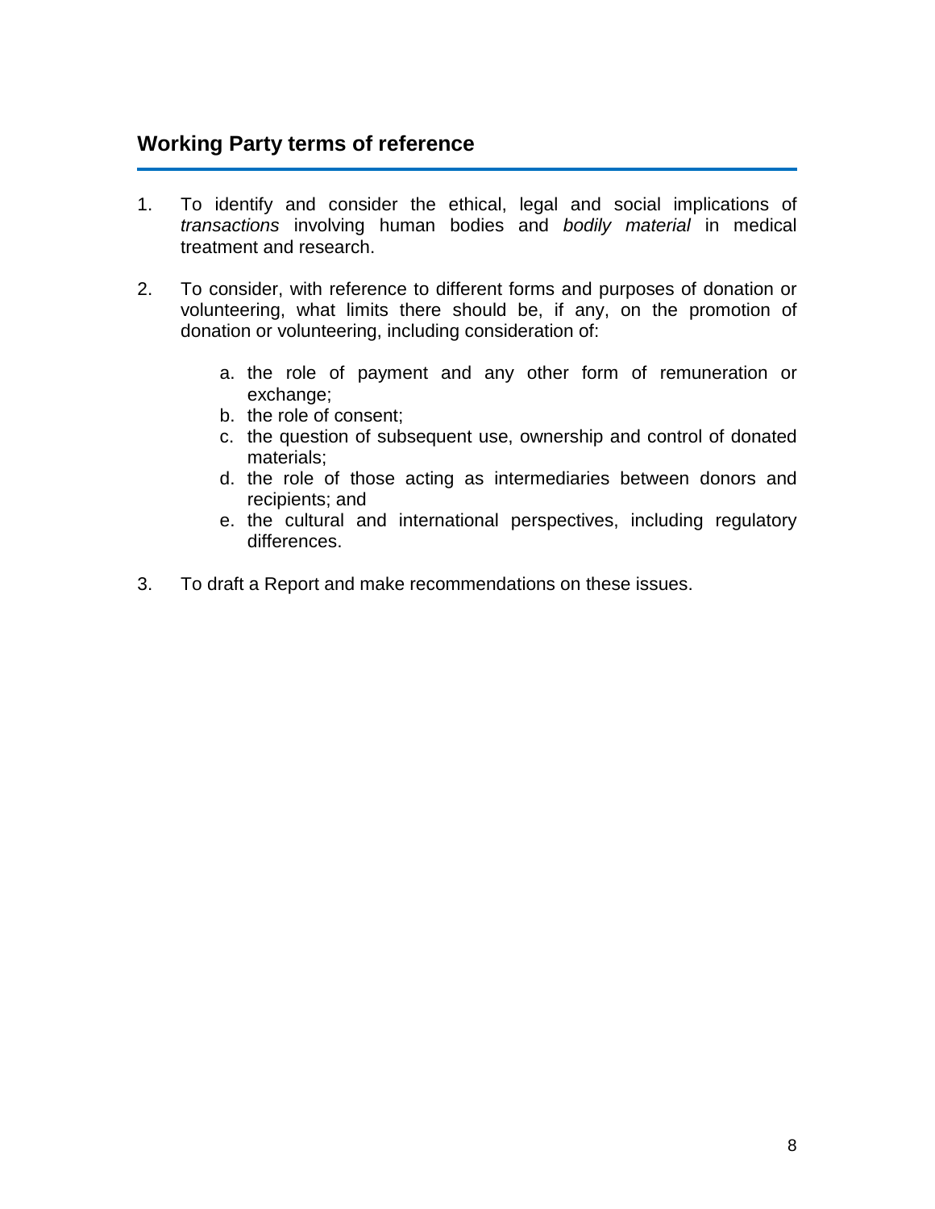## Working Party terms of reference

1. To identify and consider the ethical, legal and social implications of *transactions* involving human bodies and *bodily material* in medical treatment and research.

2. To consider, with reference to different forms and purposes of donation or volunteering, what limits there should be, if any, on the promotion of donation or volunteering, including consideration of:

   a. the role of payment and any other form of remuneration or exchange;
   b. the role of consent;
   c. the question of subsequent use, ownership and control of donated materials;
   d. the role of those acting as intermediaries between donors and recipients; and
   e. the cultural and international perspectives, including regulatory differences.

3. To draft a Report and make recommendations on these issues.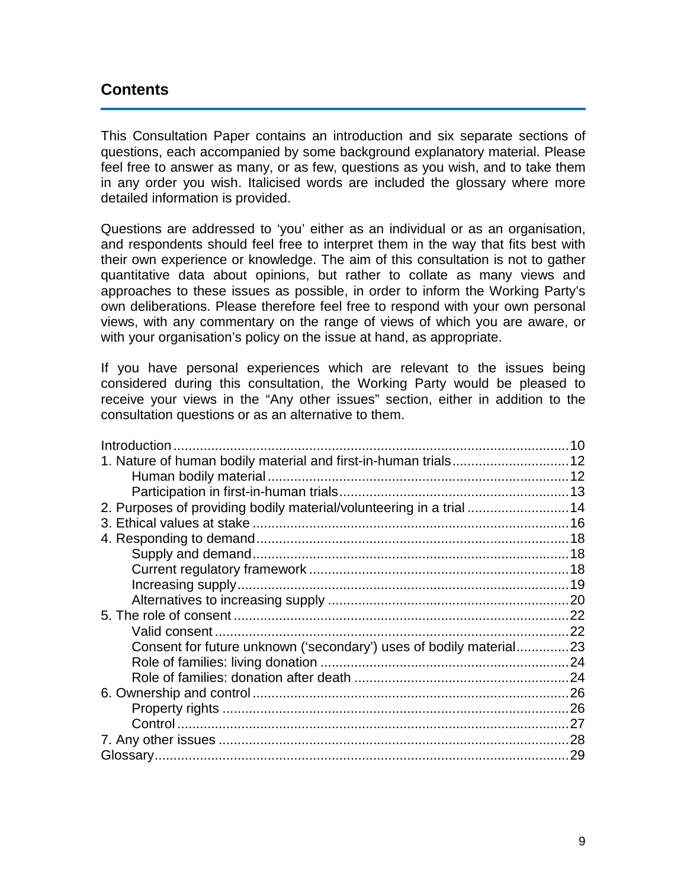## Contents

This Consultation Paper contains an introduction and six separate sections of questions, each accompanied by some background explanatory material. Please feel free to answer as many, or as few, questions as you wish, and to take them in any order you wish. Italicised words are included the glossary where more detailed information is provided.

Questions are addressed to 'you' either as an individual or as an organisation, and respondents should feel free to interpret them in the way that fits best with their own experience or knowledge. The aim of this consultation is not to gather quantitative data about opinions, but rather to collate as many views and approaches to these issues as possible, in order to inform the Working Party's own deliberations. Please therefore feel free to respond with your own personal views, with any commentary on the range of views of which you are aware, or with your organisation's policy on the issue at hand, as appropriate.

If you have personal experiences which are relevant to the issues being considered during this consultation, the Working Party would be pleased to receive your views in the "Any other issues" section, either in addition to the consultation questions or as an alternative to them.

- Introduction ........ 10
- 1. Nature of human bodily material and first-in-human trials ........ 12
  - Human bodily material ........ 12
  - Participation in first-in-human trials ........ 13
- 2. Purposes of providing bodily material/volunteering in a trial ........ 14
- 3. Ethical values at stake ........ 16
- 4. Responding to demand ........ 18
  - Supply and demand ........ 18
  - Current regulatory framework ........ 18
  - Increasing supply ........ 19
  - Alternatives to increasing supply ........ 20
- 5. The role of consent ........ 22
  - Valid consent ........ 22
  - Consent for future unknown ('secondary') uses of bodily material ........ 23
  - Role of families: living donation ........ 24
  - Role of families: donation after death ........ 24
- 6. Ownership and control ........ 26
  - Property rights ........ 26
  - Control ........ 27
- 7. Any other issues ........ 28
- Glossary ........ 29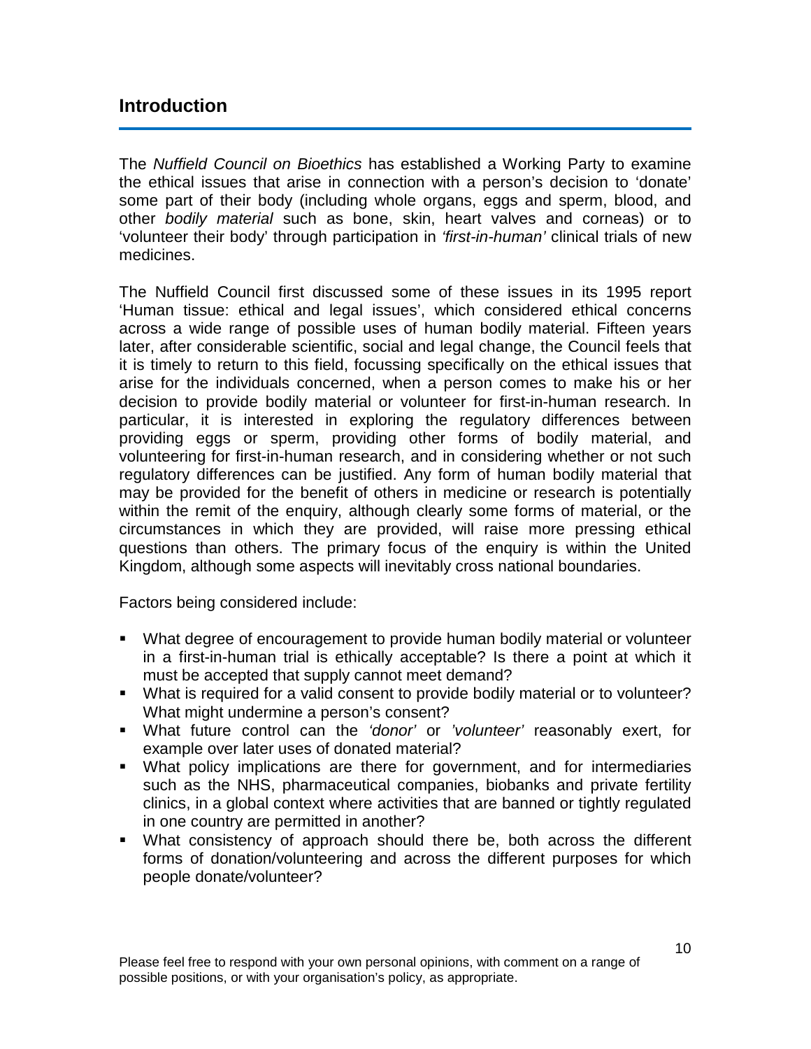## Introduction

The *Nuffield Council on Bioethics* has established a Working Party to examine the ethical issues that arise in connection with a person's decision to 'donate' some part of their body (including whole organs, eggs and sperm, blood, and other *bodily material* such as bone, skin, heart valves and corneas) or to 'volunteer their body' through participation in *'first-in-human'* clinical trials of new medicines.

The Nuffield Council first discussed some of these issues in its 1995 report 'Human tissue: ethical and legal issues', which considered ethical concerns across a wide range of possible uses of human bodily material. Fifteen years later, after considerable scientific, social and legal change, the Council feels that it is timely to return to this field, focussing specifically on the ethical issues that arise for the individuals concerned, when a person comes to make his or her decision to provide bodily material or volunteer for first-in-human research. In particular, it is interested in exploring the regulatory differences between providing eggs or sperm, providing other forms of bodily material, and volunteering for first-in-human research, and in considering whether or not such regulatory differences can be justified. Any form of human bodily material that may be provided for the benefit of others in medicine or research is potentially within the remit of the enquiry, although clearly some forms of material, or the circumstances in which they are provided, will raise more pressing ethical questions than others. The primary focus of the enquiry is within the United Kingdom, although some aspects will inevitably cross national boundaries.

Factors being considered include:

- What degree of encouragement to provide human bodily material or volunteer in a first-in-human trial is ethically acceptable? Is there a point at which it must be accepted that supply cannot meet demand?
- What is required for a valid consent to provide bodily material or to volunteer? What might undermine a person's consent?
- What future control can the *'donor'* or *'volunteer'* reasonably exert, for example over later uses of donated material?
- What policy implications are there for government, and for intermediaries such as the NHS, pharmaceutical companies, biobanks and private fertility clinics, in a global context where activities that are banned or tightly regulated in one country are permitted in another?
- What consistency of approach should there be, both across the different forms of donation/volunteering and across the different purposes for which people donate/volunteer?

Please feel free to respond with your own personal opinions, with comment on a range of possible positions, or with your organisation's policy, as appropriate.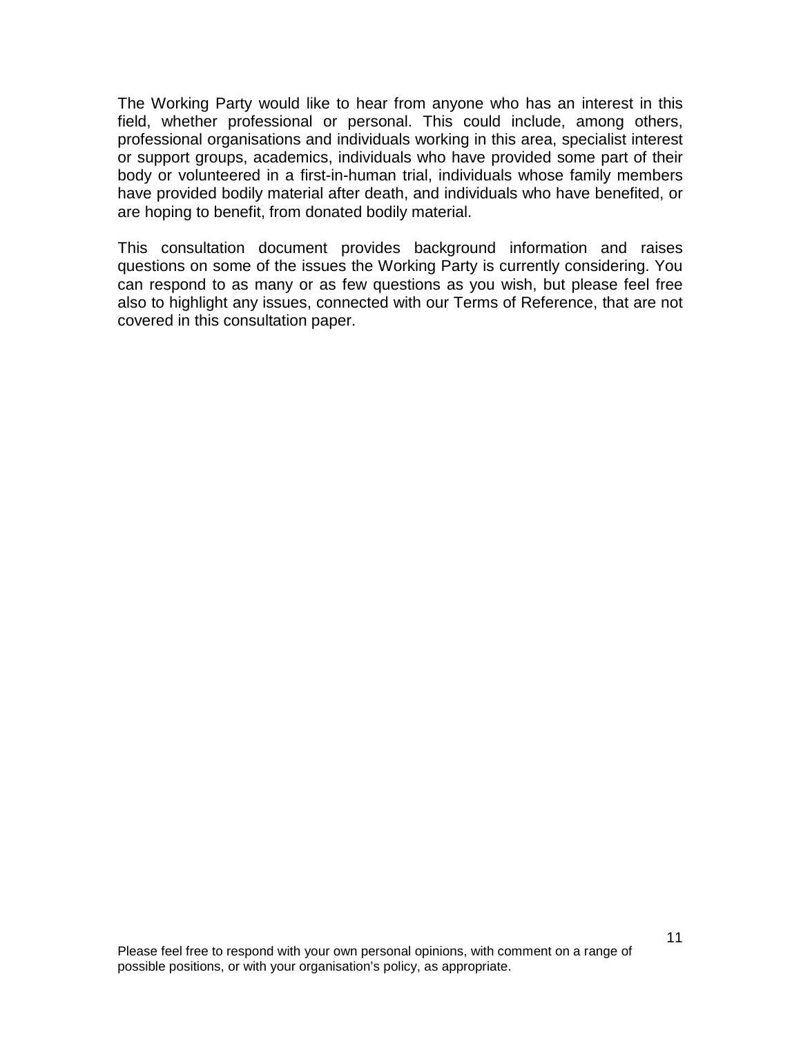The Working Party would like to hear from anyone who has an interest in this field, whether professional or personal. This could include, among others, professional organisations and individuals working in this area, specialist interest or support groups, academics, individuals who have provided some part of their body or volunteered in a first-in-human trial, individuals whose family members have provided bodily material after death, and individuals who have benefited, or are hoping to benefit, from donated bodily material.

This consultation document provides background information and raises questions on some of the issues the Working Party is currently considering. You can respond to as many or as few questions as you wish, but please feel free also to highlight any issues, connected with our Terms of Reference, that are not covered in this consultation paper.

Please feel free to respond with your own personal opinions, with comment on a range of possible positions, or with your organisation's policy, as appropriate.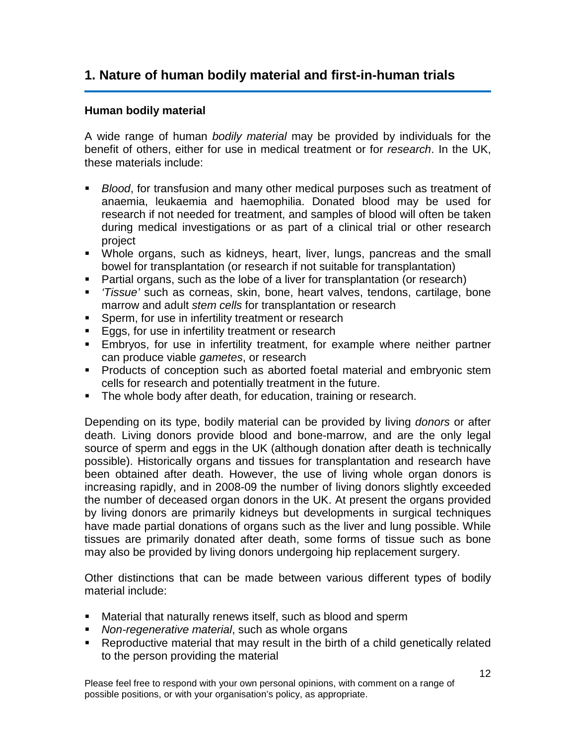## 1. Nature of human bodily material and first-in-human trials

### Human bodily material

A wide range of human *bodily material* may be provided by individuals for the benefit of others, either for use in medical treatment or for *research*. In the UK, these materials include:

- *Blood*, for transfusion and many other medical purposes such as treatment of anaemia, leukaemia and haemophilia. Donated blood may be used for research if not needed for treatment, and samples of blood will often be taken during medical investigations or as part of a clinical trial or other research project
- Whole organs, such as kidneys, heart, liver, lungs, pancreas and the small bowel for transplantation (or research if not suitable for transplantation)
- Partial organs, such as the lobe of a liver for transplantation (or research)
- *'Tissue'* such as corneas, skin, bone, heart valves, tendons, cartilage, bone marrow and adult *stem cells* for transplantation or research
- Sperm, for use in infertility treatment or research
- Eggs, for use in infertility treatment or research
- Embryos, for use in infertility treatment, for example where neither partner can produce viable *gametes*, or research
- Products of conception such as aborted foetal material and embryonic stem cells for research and potentially treatment in the future.
- The whole body after death, for education, training or research.

Depending on its type, bodily material can be provided by living *donors* or after death. Living donors provide blood and bone-marrow, and are the only legal source of sperm and eggs in the UK (although donation after death is technically possible). Historically organs and tissues for transplantation and research have been obtained after death. However, the use of living whole organ donors is increasing rapidly, and in 2008-09 the number of living donors slightly exceeded the number of deceased organ donors in the UK. At present the organs provided by living donors are primarily kidneys but developments in surgical techniques have made partial donations of organs such as the liver and lung possible. While tissues are primarily donated after death, some forms of tissue such as bone may also be provided by living donors undergoing hip replacement surgery.

Other distinctions that can be made between various different types of bodily material include:

- Material that naturally renews itself, such as blood and sperm
- *Non-regenerative material*, such as whole organs
- Reproductive material that may result in the birth of a child genetically related to the person providing the material

Please feel free to respond with your own personal opinions, with comment on a range of possible positions, or with your organisation's policy, as appropriate.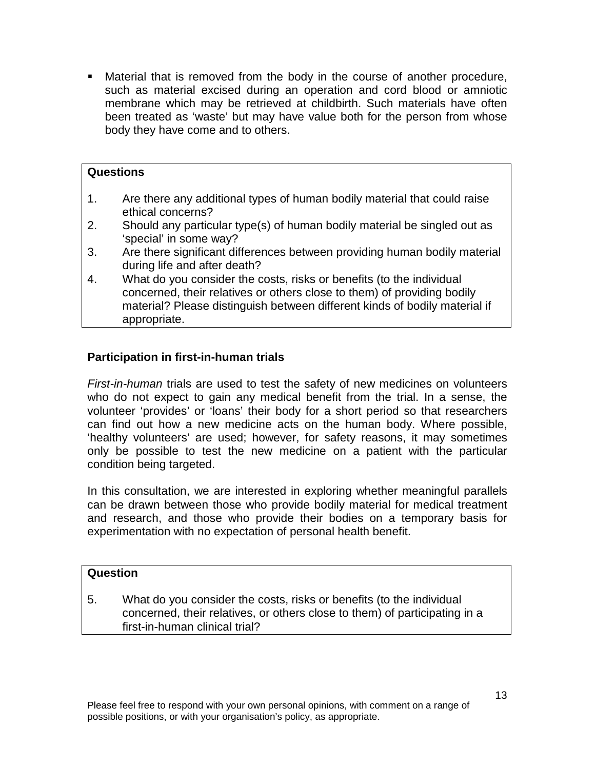- Material that is removed from the body in the course of another procedure, such as material excised during an operation and cord blood or amniotic membrane which may be retrieved at childbirth. Such materials have often been treated as 'waste' but may have value both for the person from whose body they have come and to others.

**Questions**

1. Are there any additional types of human bodily material that could raise ethical concerns?
2. Should any particular type(s) of human bodily material be singled out as 'special' in some way?
3. Are there significant differences between providing human bodily material during life and after death?
4. What do you consider the costs, risks or benefits (to the individual concerned, their relatives or others close to them) of providing bodily material? Please distinguish between different kinds of bodily material if appropriate.

### Participation in first-in-human trials

*First-in-human* trials are used to test the safety of new medicines on volunteers who do not expect to gain any medical benefit from the trial. In a sense, the volunteer 'provides' or 'loans' their body for a short period so that researchers can find out how a new medicine acts on the human body. Where possible, 'healthy volunteers' are used; however, for safety reasons, it may sometimes only be possible to test the new medicine on a patient with the particular condition being targeted.

In this consultation, we are interested in exploring whether meaningful parallels can be drawn between those who provide bodily material for medical treatment and research, and those who provide their bodies on a temporary basis for experimentation with no expectation of personal health benefit.

**Question**

5. What do you consider the costs, risks or benefits (to the individual concerned, their relatives, or others close to them) of participating in a first-in-human clinical trial?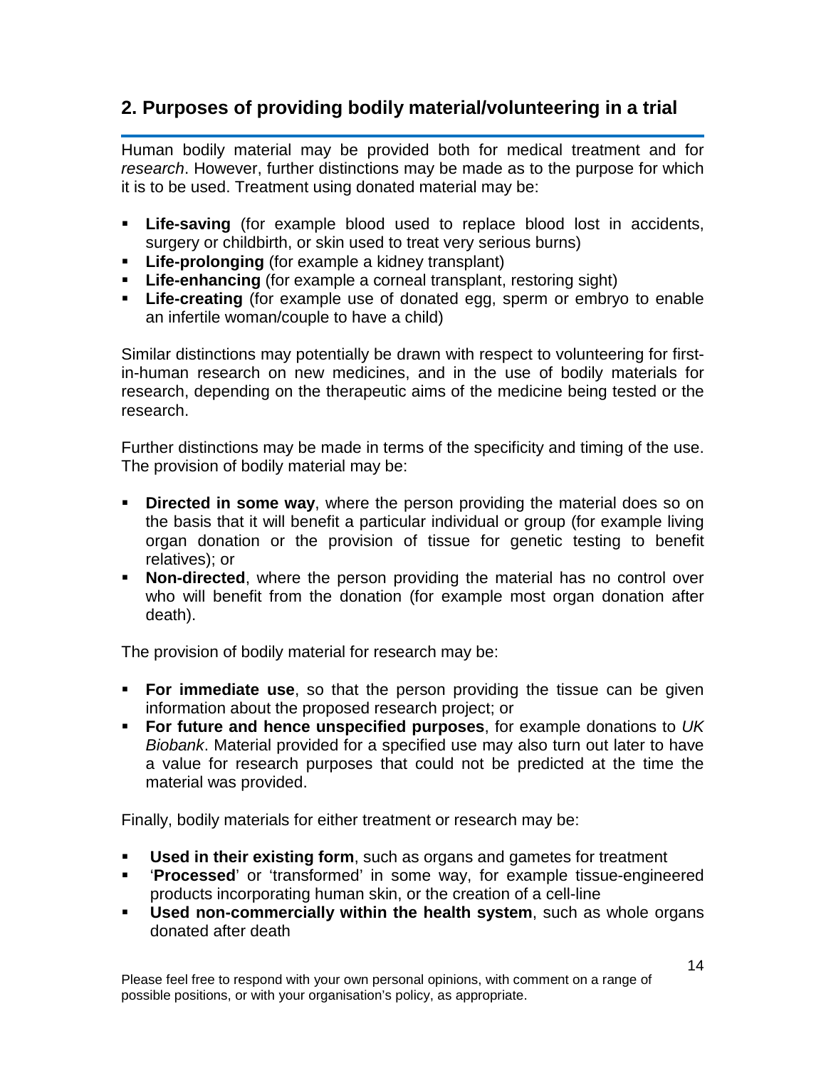## 2. Purposes of providing bodily material/volunteering in a trial

Human bodily material may be provided both for medical treatment and for *research*. However, further distinctions may be made as to the purpose for which it is to be used. Treatment using donated material may be:

- **Life-saving** (for example blood used to replace blood lost in accidents, surgery or childbirth, or skin used to treat very serious burns)
- **Life-prolonging** (for example a kidney transplant)
- **Life-enhancing** (for example a corneal transplant, restoring sight)
- **Life-creating** (for example use of donated egg, sperm or embryo to enable an infertile woman/couple to have a child)

Similar distinctions may potentially be drawn with respect to volunteering for first-in-human research on new medicines, and in the use of bodily materials for research, depending on the therapeutic aims of the medicine being tested or the research.

Further distinctions may be made in terms of the specificity and timing of the use. The provision of bodily material may be:

- **Directed in some way**, where the person providing the material does so on the basis that it will benefit a particular individual or group (for example living organ donation or the provision of tissue for genetic testing to benefit relatives); or
- **Non-directed**, where the person providing the material has no control over who will benefit from the donation (for example most organ donation after death).

The provision of bodily material for research may be:

- **For immediate use**, so that the person providing the tissue can be given information about the proposed research project; or
- **For future and hence unspecified purposes**, for example donations to *UK Biobank*. Material provided for a specified use may also turn out later to have a value for research purposes that could not be predicted at the time the material was provided.

Finally, bodily materials for either treatment or research may be:

- **Used in their existing form**, such as organs and gametes for treatment
- '**Processed**' or 'transformed' in some way, for example tissue-engineered products incorporating human skin, or the creation of a cell-line
- **Used non-commercially within the health system**, such as whole organs donated after death

Please feel free to respond with your own personal opinions, with comment on a range of possible positions, or with your organisation's policy, as appropriate.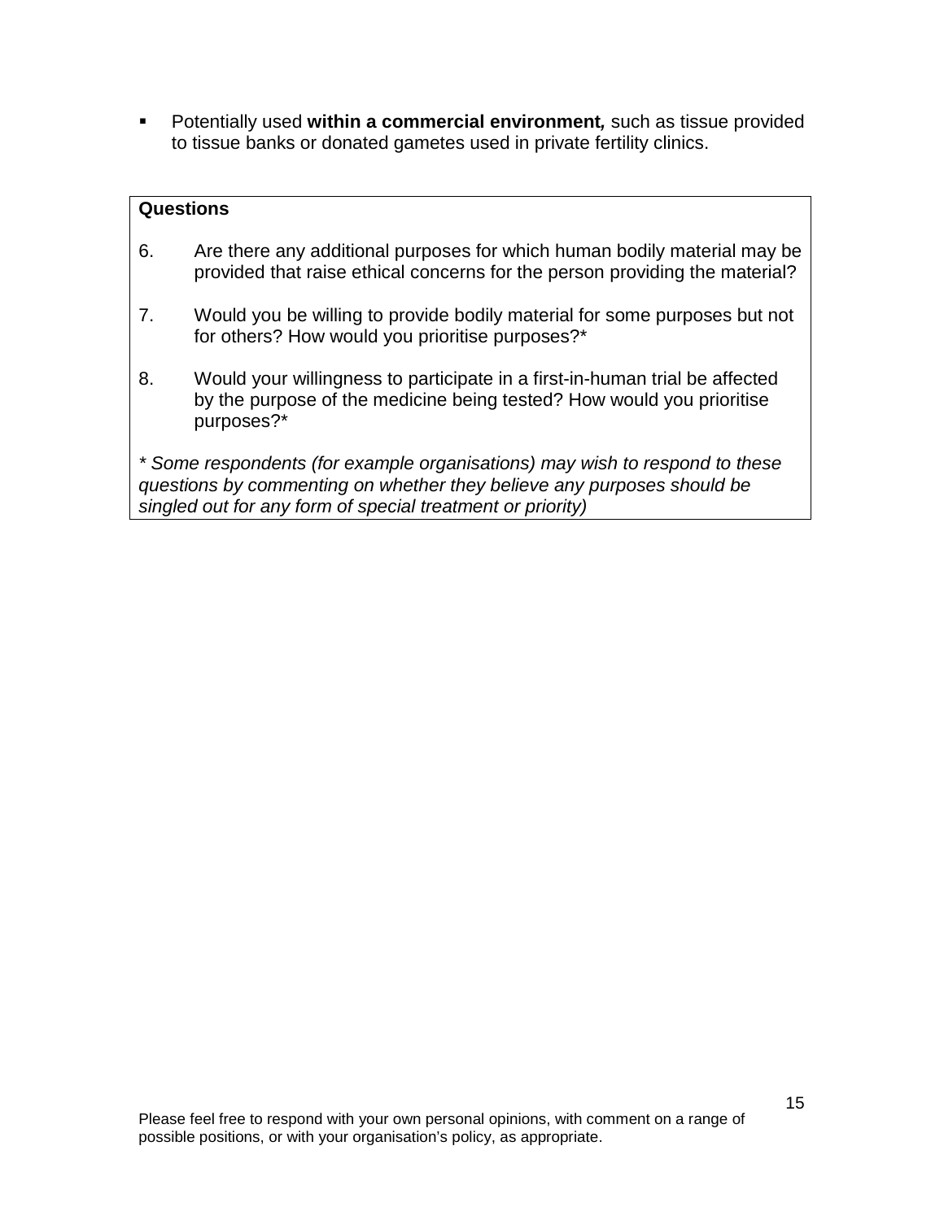- Potentially used **within a commercial environment,** such as tissue provided to tissue banks or donated gametes used in private fertility clinics.

**Questions**

6. Are there any additional purposes for which human bodily material may be provided that raise ethical concerns for the person providing the material?

7. Would you be willing to provide bodily material for some purposes but not for others? How would you prioritise purposes?*

8. Would your willingness to participate in a first-in-human trial be affected by the purpose of the medicine being tested? How would you prioritise purposes?*

*\* Some respondents (for example organisations) may wish to respond to these questions by commenting on whether they believe any purposes should be singled out for any form of special treatment or priority)*

Please feel free to respond with your own personal opinions, with comment on a range of possible positions, or with your organisation's policy, as appropriate.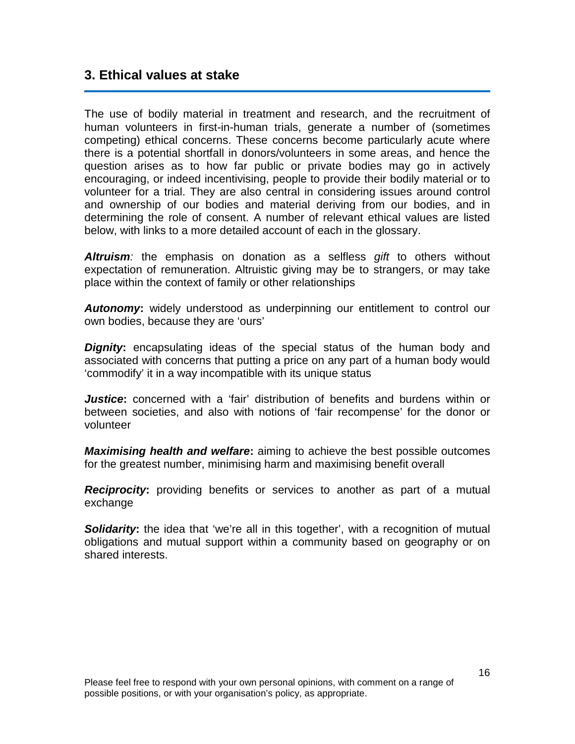## 3. Ethical values at stake

The use of bodily material in treatment and research, and the recruitment of human volunteers in first-in-human trials, generate a number of (sometimes competing) ethical concerns. These concerns become particularly acute where there is a potential shortfall in donors/volunteers in some areas, and hence the question arises as to how far public or private bodies may go in actively encouraging, or indeed incentivising, people to provide their bodily material or to volunteer for a trial. They are also central in considering issues around control and ownership of our bodies and material deriving from our bodies, and in determining the role of consent. A number of relevant ethical values are listed below, with links to a more detailed account of each in the glossary.

***Altruism**:* the emphasis on donation as a selfless *gift* to others without expectation of remuneration. Altruistic giving may be to strangers, or may take place within the context of family or other relationships

***Autonomy*****:** widely understood as underpinning our entitlement to control our own bodies, because they are 'ours'

***Dignity*****:** encapsulating ideas of the special status of the human body and associated with concerns that putting a price on any part of a human body would 'commodify' it in a way incompatible with its unique status

***Justice*****:** concerned with a 'fair' distribution of benefits and burdens within or between societies, and also with notions of 'fair recompense' for the donor or volunteer

***Maximising health and welfare*****:** aiming to achieve the best possible outcomes for the greatest number, minimising harm and maximising benefit overall

***Reciprocity*****:** providing benefits or services to another as part of a mutual exchange

***Solidarity*****:** the idea that 'we're all in this together', with a recognition of mutual obligations and mutual support within a community based on geography or on shared interests.

Please feel free to respond with your own personal opinions, with comment on a range of possible positions, or with your organisation's policy, as appropriate.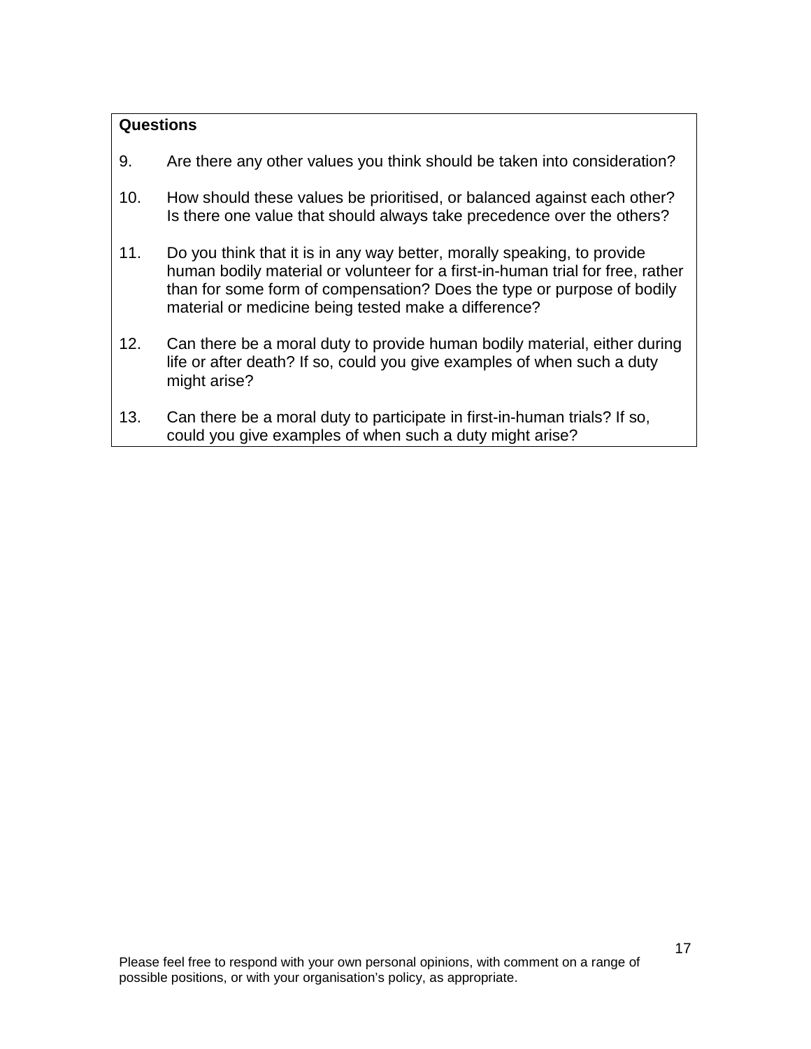**Questions**

9. Are there any other values you think should be taken into consideration?

10. How should these values be prioritised, or balanced against each other? Is there one value that should always take precedence over the others?

11. Do you think that it is in any way better, morally speaking, to provide human bodily material or volunteer for a first-in-human trial for free, rather than for some form of compensation? Does the type or purpose of bodily material or medicine being tested make a difference?

12. Can there be a moral duty to provide human bodily material, either during life or after death? If so, could you give examples of when such a duty might arise?

13. Can there be a moral duty to participate in first-in-human trials? If so, could you give examples of when such a duty might arise?

Please feel free to respond with your own personal opinions, with comment on a range of possible positions, or with your organisation's policy, as appropriate.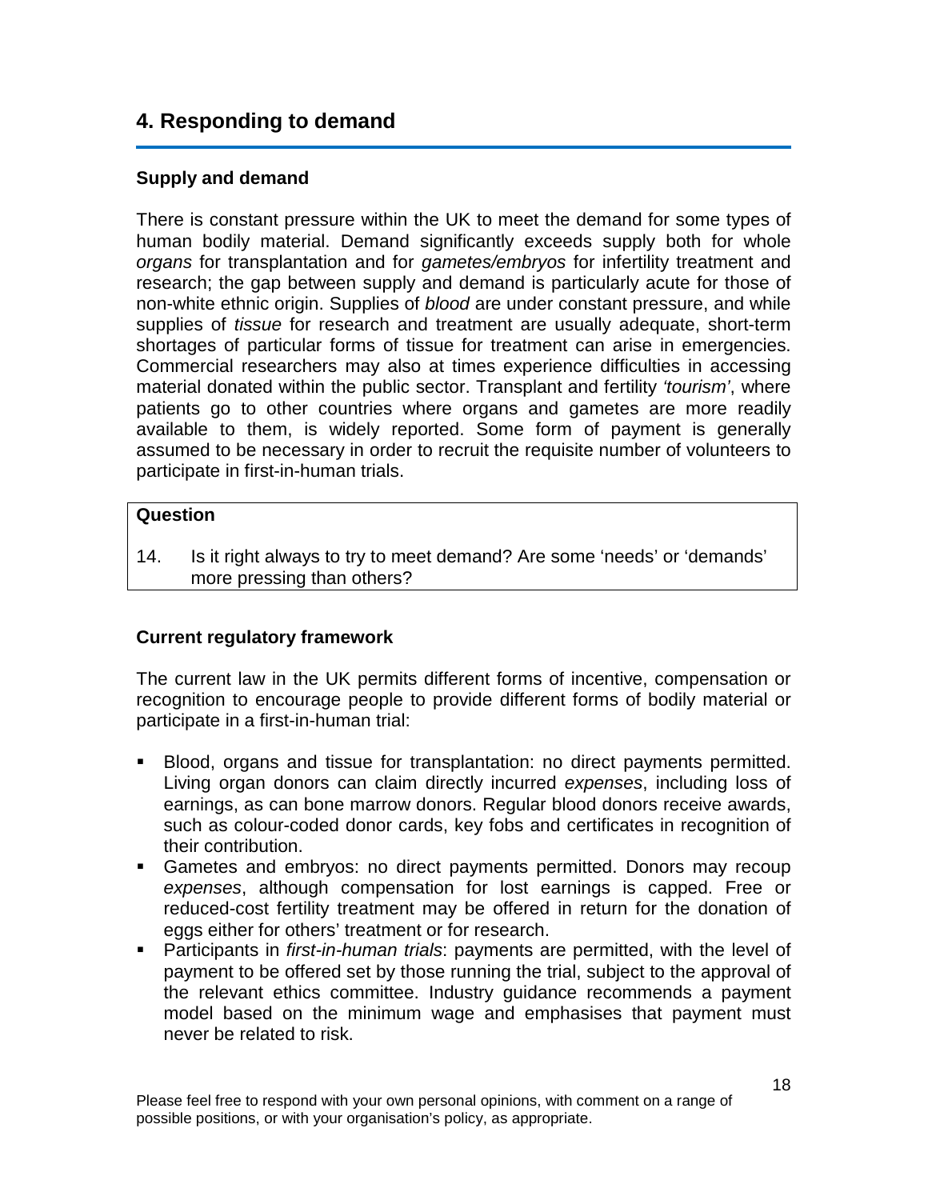## 4. Responding to demand

### Supply and demand

There is constant pressure within the UK to meet the demand for some types of human bodily material. Demand significantly exceeds supply both for whole *organs* for transplantation and for *gametes/embryos* for infertility treatment and research; the gap between supply and demand is particularly acute for those of non-white ethnic origin. Supplies of *blood* are under constant pressure, and while supplies of *tissue* for research and treatment are usually adequate, short-term shortages of particular forms of tissue for treatment can arise in emergencies. Commercial researchers may also at times experience difficulties in accessing material donated within the public sector. Transplant and fertility *'tourism'*, where patients go to other countries where organs and gametes are more readily available to them, is widely reported. Some form of payment is generally assumed to be necessary in order to recruit the requisite number of volunteers to participate in first-in-human trials.

**Question**

14. Is it right always to try to meet demand? Are some 'needs' or 'demands' more pressing than others?

### Current regulatory framework

The current law in the UK permits different forms of incentive, compensation or recognition to encourage people to provide different forms of bodily material or participate in a first-in-human trial:

- Blood, organs and tissue for transplantation: no direct payments permitted. Living organ donors can claim directly incurred *expenses*, including loss of earnings, as can bone marrow donors. Regular blood donors receive awards, such as colour-coded donor cards, key fobs and certificates in recognition of their contribution.
- Gametes and embryos: no direct payments permitted. Donors may recoup *expenses*, although compensation for lost earnings is capped. Free or reduced-cost fertility treatment may be offered in return for the donation of eggs either for others' treatment or for research.
- Participants in *first-in-human trials*: payments are permitted, with the level of payment to be offered set by those running the trial, subject to the approval of the relevant ethics committee. Industry guidance recommends a payment model based on the minimum wage and emphasises that payment must never be related to risk.

Please feel free to respond with your own personal opinions, with comment on a range of possible positions, or with your organisation's policy, as appropriate.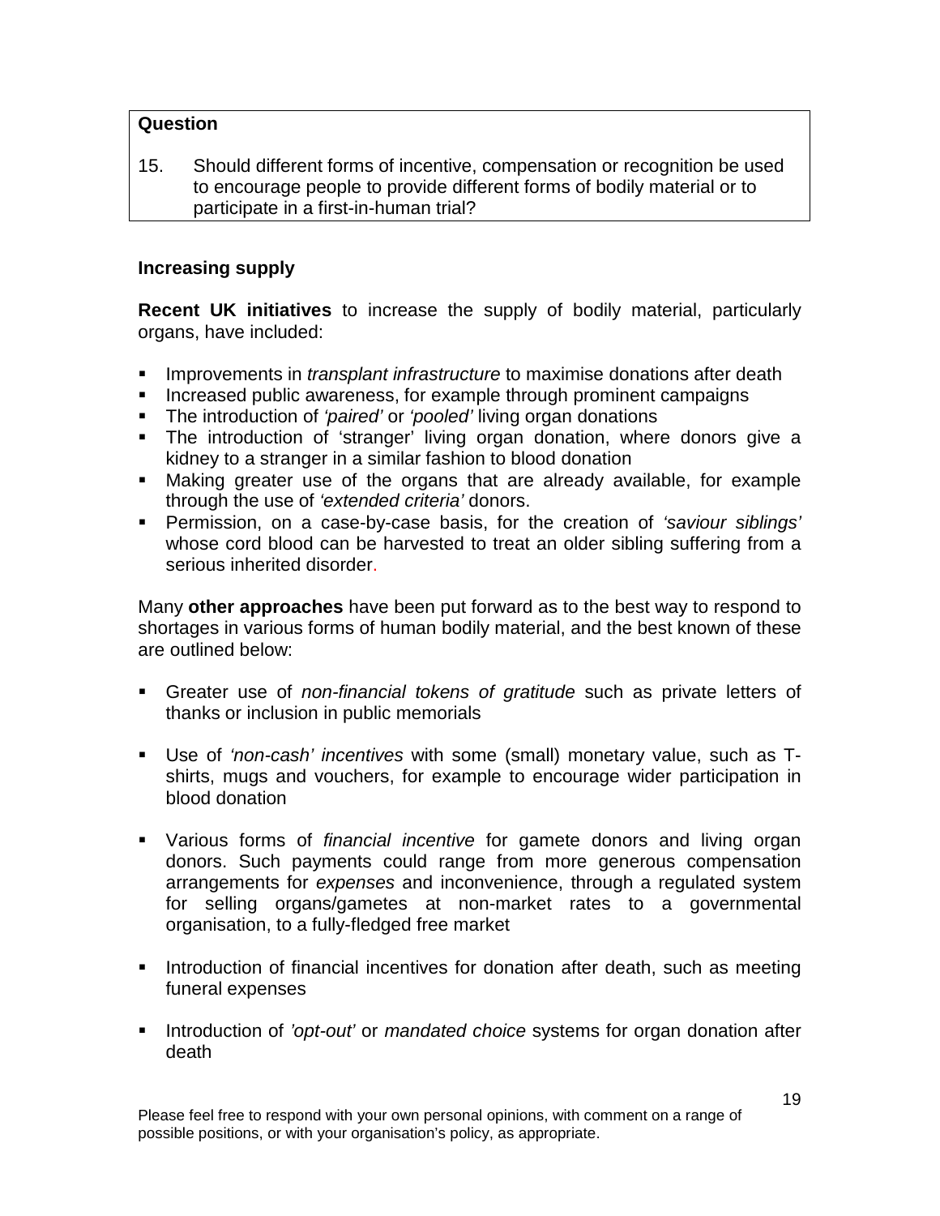**Question**

15. Should different forms of incentive, compensation or recognition be used to encourage people to provide different forms of bodily material or to participate in a first-in-human trial?

**Increasing supply**

**Recent UK initiatives** to increase the supply of bodily material, particularly organs, have included:

- Improvements in *transplant infrastructure* to maximise donations after death
- Increased public awareness, for example through prominent campaigns
- The introduction of *'paired'* or *'pooled'* living organ donations
- The introduction of 'stranger' living organ donation, where donors give a kidney to a stranger in a similar fashion to blood donation
- Making greater use of the organs that are already available, for example through the use of *'extended criteria'* donors.
- Permission, on a case-by-case basis, for the creation of *'saviour siblings'* whose cord blood can be harvested to treat an older sibling suffering from a serious inherited disorder.

Many **other approaches** have been put forward as to the best way to respond to shortages in various forms of human bodily material, and the best known of these are outlined below:

- Greater use of *non-financial tokens of gratitude* such as private letters of thanks or inclusion in public memorials

- Use of *'non-cash' incentives* with some (small) monetary value, such as T-shirts, mugs and vouchers, for example to encourage wider participation in blood donation

- Various forms of *financial incentive* for gamete donors and living organ donors. Such payments could range from more generous compensation arrangements for *expenses* and inconvenience, through a regulated system for selling organs/gametes at non-market rates to a governmental organisation, to a fully-fledged free market

- Introduction of financial incentives for donation after death, such as meeting funeral expenses

- Introduction of *'opt-out'* or *mandated choice* systems for organ donation after death

Please feel free to respond with your own personal opinions, with comment on a range of possible positions, or with your organisation's policy, as appropriate.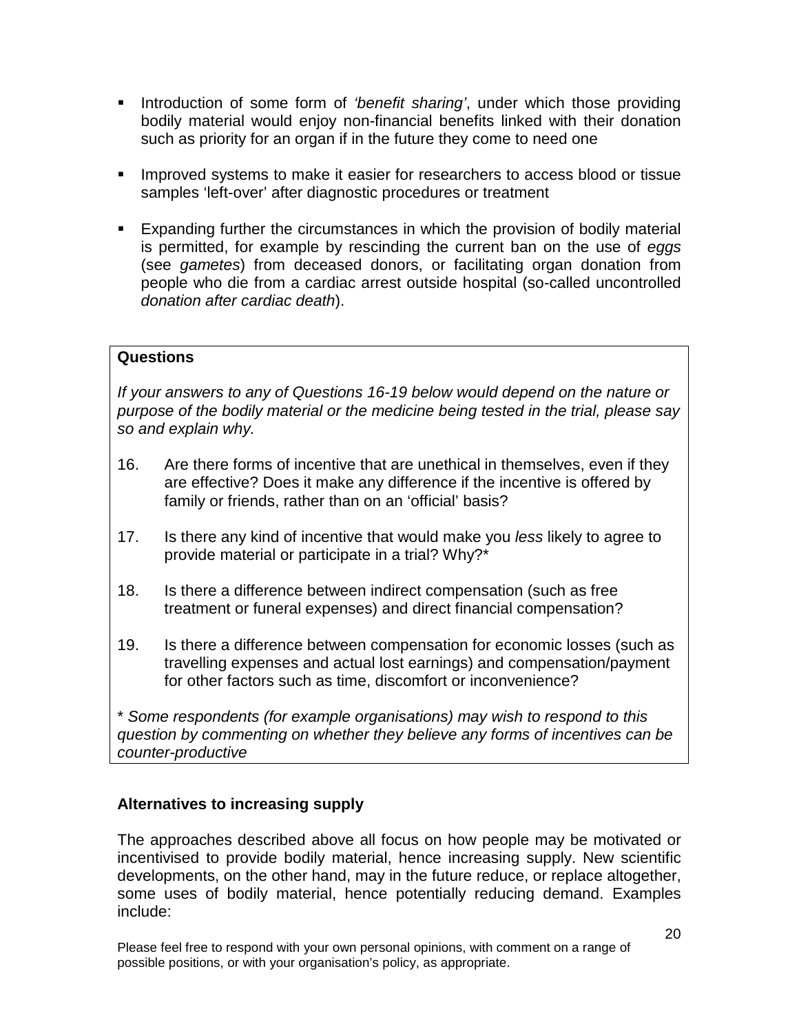- Introduction of some form of *'benefit sharing'*, under which those providing bodily material would enjoy non-financial benefits linked with their donation such as priority for an organ if in the future they come to need one

- Improved systems to make it easier for researchers to access blood or tissue samples 'left-over' after diagnostic procedures or treatment

- Expanding further the circumstances in which the provision of bodily material is permitted, for example by rescinding the current ban on the use of *eggs* (see *gametes*) from deceased donors, or facilitating organ donation from people who die from a cardiac arrest outside hospital (so-called uncontrolled *donation after cardiac death*).

**Questions**

*If your answers to any of Questions 16-19 below would depend on the nature or purpose of the bodily material or the medicine being tested in the trial, please say so and explain why.*

16. Are there forms of incentive that are unethical in themselves, even if they are effective? Does it make any difference if the incentive is offered by family or friends, rather than on an 'official' basis?

17. Is there any kind of incentive that would make you *less* likely to agree to provide material or participate in a trial? Why?*

18. Is there a difference between indirect compensation (such as free treatment or funeral expenses) and direct financial compensation?

19. Is there a difference between compensation for economic losses (such as travelling expenses and actual lost earnings) and compensation/payment for other factors such as time, discomfort or inconvenience?

\* *Some respondents (for example organisations) may wish to respond to this question by commenting on whether they believe any forms of incentives can be counter-productive*

## Alternatives to increasing supply

The approaches described above all focus on how people may be motivated or incentivised to provide bodily material, hence increasing supply. New scientific developments, on the other hand, may in the future reduce, or replace altogether, some uses of bodily material, hence potentially reducing demand. Examples include:

Please feel free to respond with your own personal opinions, with comment on a range of possible positions, or with your organisation's policy, as appropriate.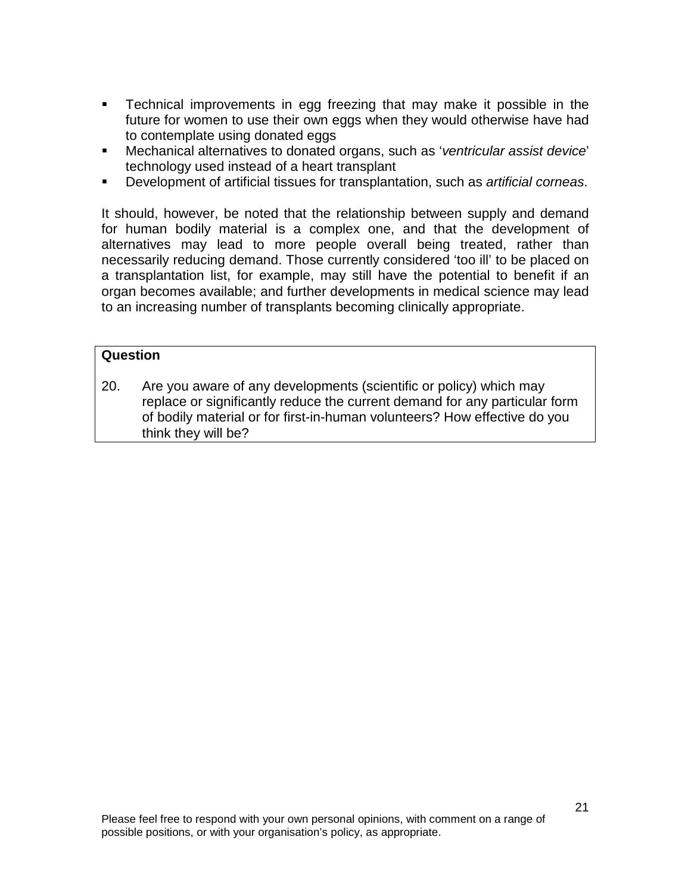- Technical improvements in egg freezing that may make it possible in the future for women to use their own eggs when they would otherwise have had to contemplate using donated eggs
- Mechanical alternatives to donated organs, such as '*ventricular assist device*' technology used instead of a heart transplant
- Development of artificial tissues for transplantation, such as *artificial corneas*.

It should, however, be noted that the relationship between supply and demand for human bodily material is a complex one, and that the development of alternatives may lead to more people overall being treated, rather than necessarily reducing demand. Those currently considered 'too ill' to be placed on a transplantation list, for example, may still have the potential to benefit if an organ becomes available; and further developments in medical science may lead to an increasing number of transplants becoming clinically appropriate.

| **Question** |
| --- |
| 20. Are you aware of any developments (scientific or policy) which may replace or significantly reduce the current demand for any particular form of bodily material or for first-in-human volunteers? How effective do you think they will be? |

Please feel free to respond with your own personal opinions, with comment on a range of possible positions, or with your organisation's policy, as appropriate.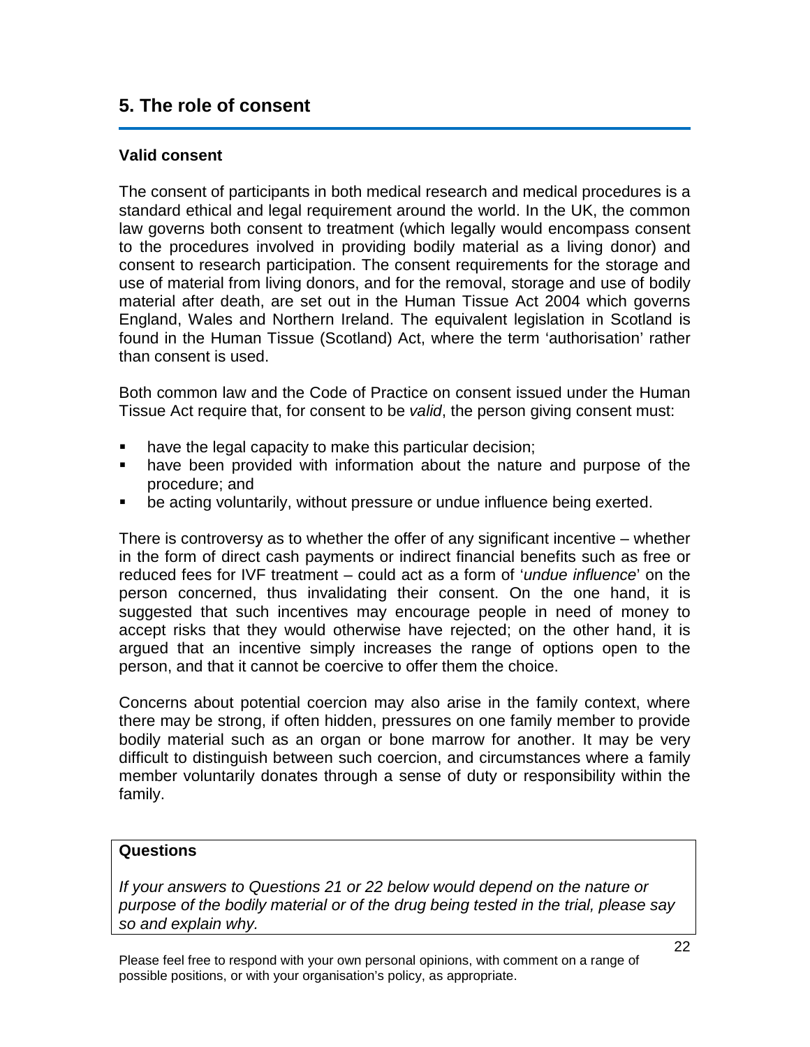## 5. The role of consent

### Valid consent

The consent of participants in both medical research and medical procedures is a standard ethical and legal requirement around the world. In the UK, the common law governs both consent to treatment (which legally would encompass consent to the procedures involved in providing bodily material as a living donor) and consent to research participation. The consent requirements for the storage and use of material from living donors, and for the removal, storage and use of bodily material after death, are set out in the Human Tissue Act 2004 which governs England, Wales and Northern Ireland. The equivalent legislation in Scotland is found in the Human Tissue (Scotland) Act, where the term 'authorisation' rather than consent is used.

Both common law and the Code of Practice on consent issued under the Human Tissue Act require that, for consent to be *valid*, the person giving consent must:

- have the legal capacity to make this particular decision;
- have been provided with information about the nature and purpose of the procedure; and
- be acting voluntarily, without pressure or undue influence being exerted.

There is controversy as to whether the offer of any significant incentive – whether in the form of direct cash payments or indirect financial benefits such as free or reduced fees for IVF treatment – could act as a form of '*undue influence*' on the person concerned, thus invalidating their consent. On the one hand, it is suggested that such incentives may encourage people in need of money to accept risks that they would otherwise have rejected; on the other hand, it is argued that an incentive simply increases the range of options open to the person, and that it cannot be coercive to offer them the choice.

Concerns about potential coercion may also arise in the family context, where there may be strong, if often hidden, pressures on one family member to provide bodily material such as an organ or bone marrow for another. It may be very difficult to distinguish between such coercion, and circumstances where a family member voluntarily donates through a sense of duty or responsibility within the family.

**Questions**

*If your answers to Questions 21 or 22 below would depend on the nature or purpose of the bodily material or of the drug being tested in the trial, please say so and explain why.*

Please feel free to respond with your own personal opinions, with comment on a range of possible positions, or with your organisation's policy, as appropriate.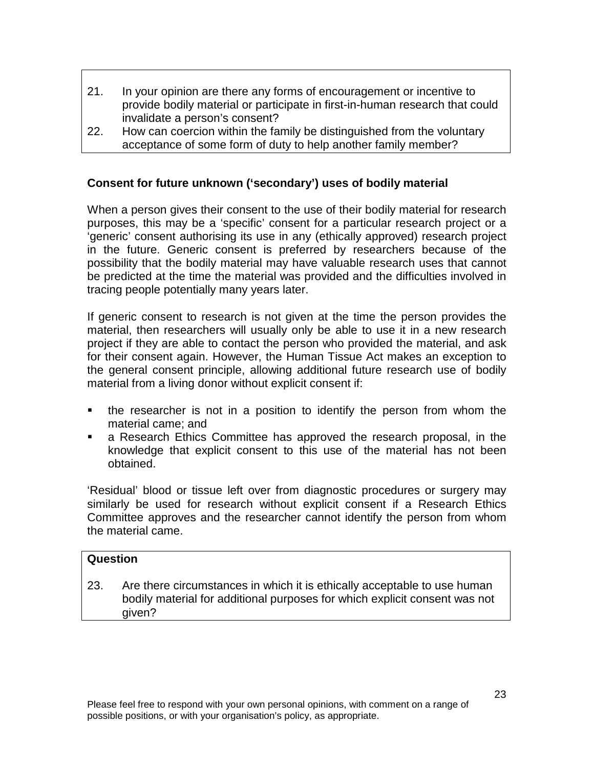21. In your opinion are there any forms of encouragement or incentive to provide bodily material or participate in first-in-human research that could invalidate a person's consent?
22. How can coercion within the family be distinguished from the voluntary acceptance of some form of duty to help another family member?

### Consent for future unknown ('secondary') uses of bodily material

When a person gives their consent to the use of their bodily material for research purposes, this may be a 'specific' consent for a particular research project or a 'generic' consent authorising its use in any (ethically approved) research project in the future. Generic consent is preferred by researchers because of the possibility that the bodily material may have valuable research uses that cannot be predicted at the time the material was provided and the difficulties involved in tracing people potentially many years later.

If generic consent to research is not given at the time the person provides the material, then researchers will usually only be able to use it in a new research project if they are able to contact the person who provided the material, and ask for their consent again. However, the Human Tissue Act makes an exception to the general consent principle, allowing additional future research use of bodily material from a living donor without explicit consent if:

- the researcher is not in a position to identify the person from whom the material came; and
- a Research Ethics Committee has approved the research proposal, in the knowledge that explicit consent to this use of the material has not been obtained.

'Residual' blood or tissue left over from diagnostic procedures or surgery may similarly be used for research without explicit consent if a Research Ethics Committee approves and the researcher cannot identify the person from whom the material came.

**Question**

23. Are there circumstances in which it is ethically acceptable to use human bodily material for additional purposes for which explicit consent was not given?

Please feel free to respond with your own personal opinions, with comment on a range of possible positions, or with your organisation's policy, as appropriate.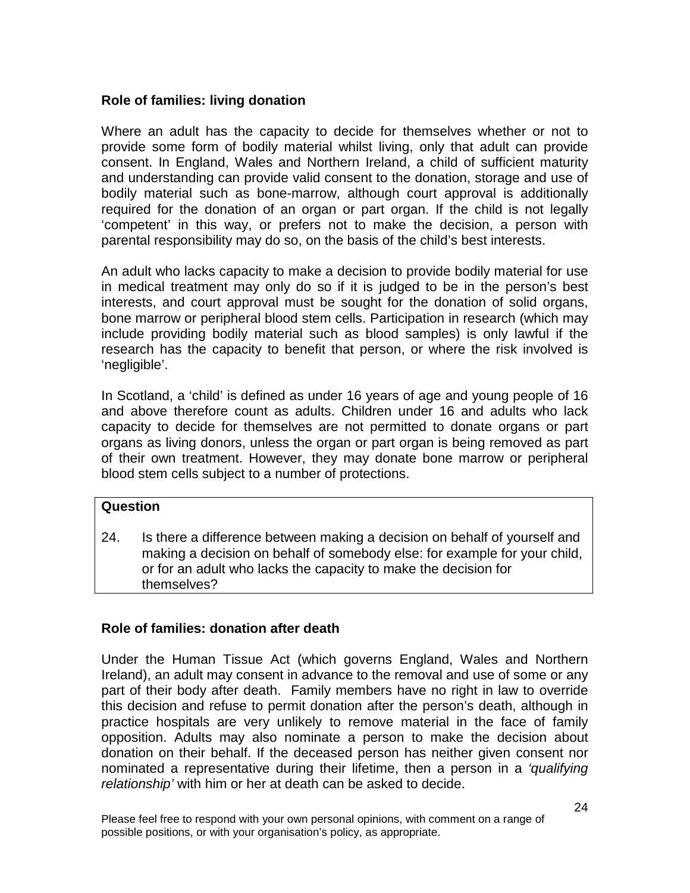**Role of families: living donation**

Where an adult has the capacity to decide for themselves whether or not to provide some form of bodily material whilst living, only that adult can provide consent. In England, Wales and Northern Ireland, a child of sufficient maturity and understanding can provide valid consent to the donation, storage and use of bodily material such as bone-marrow, although court approval is additionally required for the donation of an organ or part organ. If the child is not legally 'competent' in this way, or prefers not to make the decision, a person with parental responsibility may do so, on the basis of the child's best interests.

An adult who lacks capacity to make a decision to provide bodily material for use in medical treatment may only do so if it is judged to be in the person's best interests, and court approval must be sought for the donation of solid organs, bone marrow or peripheral blood stem cells. Participation in research (which may include providing bodily material such as blood samples) is only lawful if the research has the capacity to benefit that person, or where the risk involved is 'negligible'.

In Scotland, a 'child' is defined as under 16 years of age and young people of 16 and above therefore count as adults. Children under 16 and adults who lack capacity to decide for themselves are not permitted to donate organs or part organs as living donors, unless the organ or part organ is being removed as part of their own treatment. However, they may donate bone marrow or peripheral blood stem cells subject to a number of protections.

| **Question** |
|---|
| 24. Is there a difference between making a decision on behalf of yourself and making a decision on behalf of somebody else: for example for your child, or for an adult who lacks the capacity to make the decision for themselves? |

**Role of families: donation after death**

Under the Human Tissue Act (which governs England, Wales and Northern Ireland), an adult may consent in advance to the removal and use of some or any part of their body after death. Family members have no right in law to override this decision and refuse to permit donation after the person's death, although in practice hospitals are very unlikely to remove material in the face of family opposition. Adults may also nominate a person to make the decision about donation on their behalf. If the deceased person has neither given consent nor nominated a representative during their lifetime, then a person in a *'qualifying relationship'* with him or her at death can be asked to decide.

Please feel free to respond with your own personal opinions, with comment on a range of possible positions, or with your organisation's policy, as appropriate.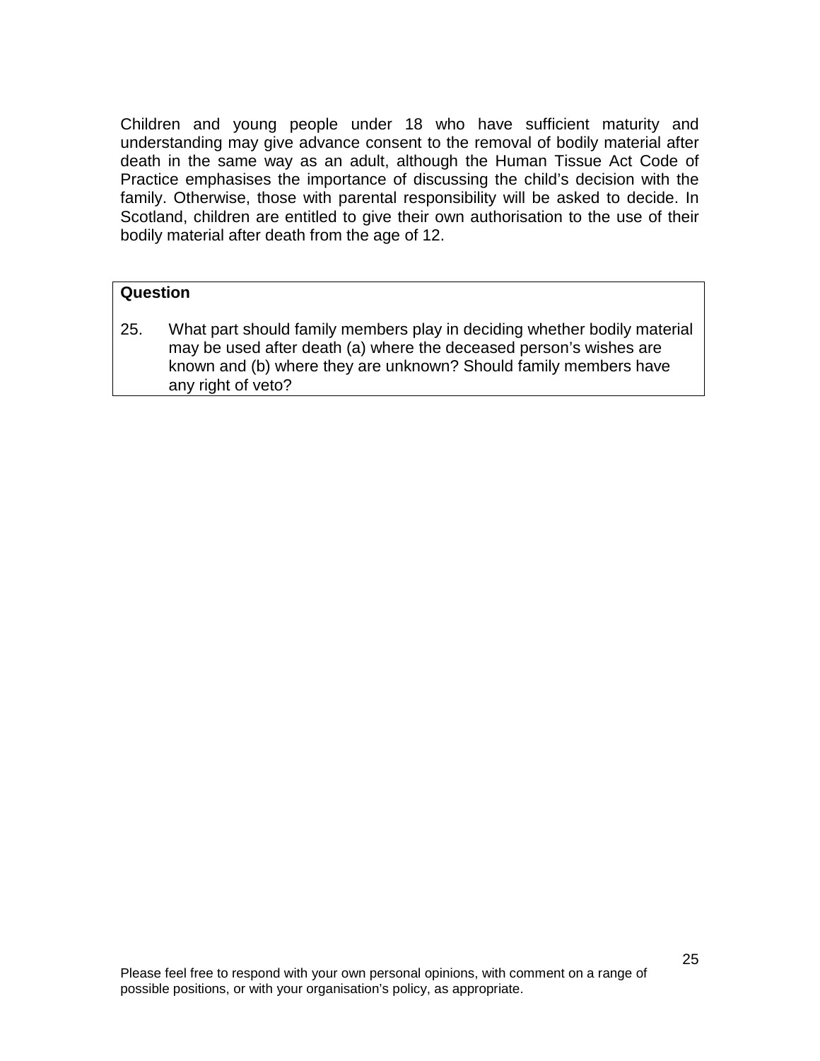Children and young people under 18 who have sufficient maturity and understanding may give advance consent to the removal of bodily material after death in the same way as an adult, although the Human Tissue Act Code of Practice emphasises the importance of discussing the child's decision with the family. Otherwise, those with parental responsibility will be asked to decide. In Scotland, children are entitled to give their own authorisation to the use of their bodily material after death from the age of 12.

**Question**

25. What part should family members play in deciding whether bodily material may be used after death (a) where the deceased person's wishes are known and (b) where they are unknown? Should family members have any right of veto?

Please feel free to respond with your own personal opinions, with comment on a range of possible positions, or with your organisation's policy, as appropriate.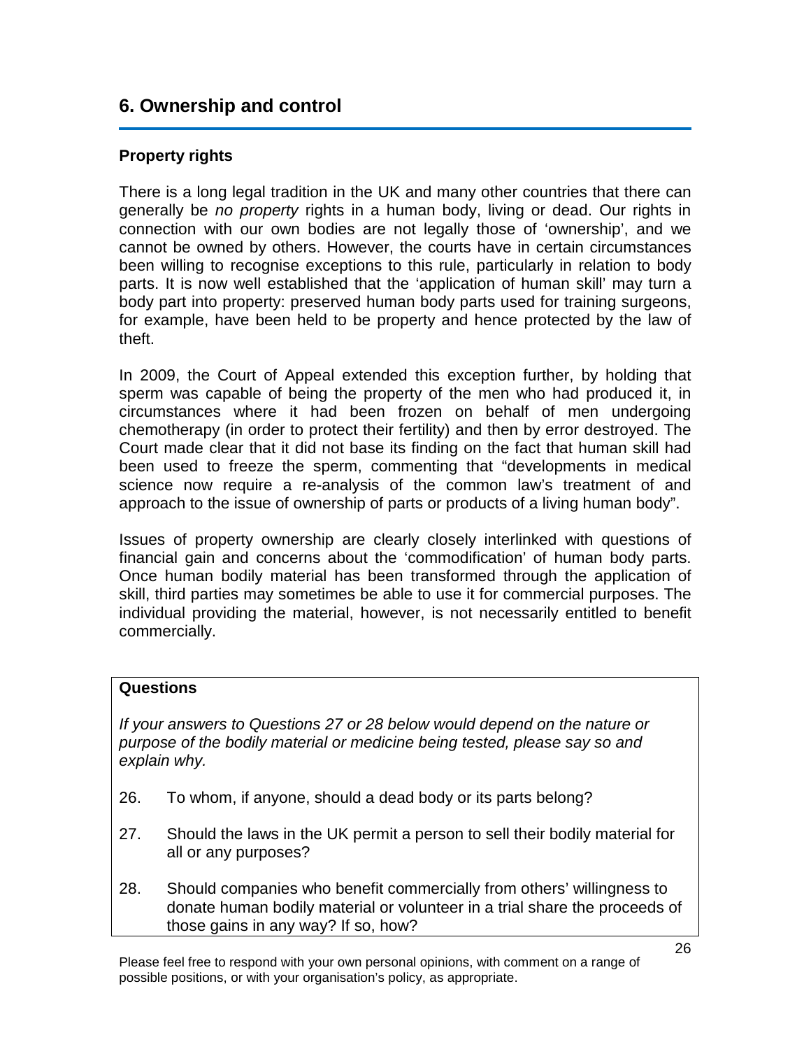## 6. Ownership and control

### Property rights

There is a long legal tradition in the UK and many other countries that there can generally be *no property* rights in a human body, living or dead. Our rights in connection with our own bodies are not legally those of 'ownership', and we cannot be owned by others. However, the courts have in certain circumstances been willing to recognise exceptions to this rule, particularly in relation to body parts. It is now well established that the 'application of human skill' may turn a body part into property: preserved human body parts used for training surgeons, for example, have been held to be property and hence protected by the law of theft.

In 2009, the Court of Appeal extended this exception further, by holding that sperm was capable of being the property of the men who had produced it, in circumstances where it had been frozen on behalf of men undergoing chemotherapy (in order to protect their fertility) and then by error destroyed. The Court made clear that it did not base its finding on the fact that human skill had been used to freeze the sperm, commenting that "developments in medical science now require a re-analysis of the common law's treatment of and approach to the issue of ownership of parts or products of a living human body".

Issues of property ownership are clearly closely interlinked with questions of financial gain and concerns about the 'commodification' of human body parts. Once human bodily material has been transformed through the application of skill, third parties may sometimes be able to use it for commercial purposes. The individual providing the material, however, is not necessarily entitled to benefit commercially.

**Questions**

*If your answers to Questions 27 or 28 below would depend on the nature or purpose of the bodily material or medicine being tested, please say so and explain why.*

26. To whom, if anyone, should a dead body or its parts belong?

27. Should the laws in the UK permit a person to sell their bodily material for all or any purposes?

28. Should companies who benefit commercially from others' willingness to donate human bodily material or volunteer in a trial share the proceeds of those gains in any way? If so, how?

Please feel free to respond with your own personal opinions, with comment on a range of possible positions, or with your organisation's policy, as appropriate.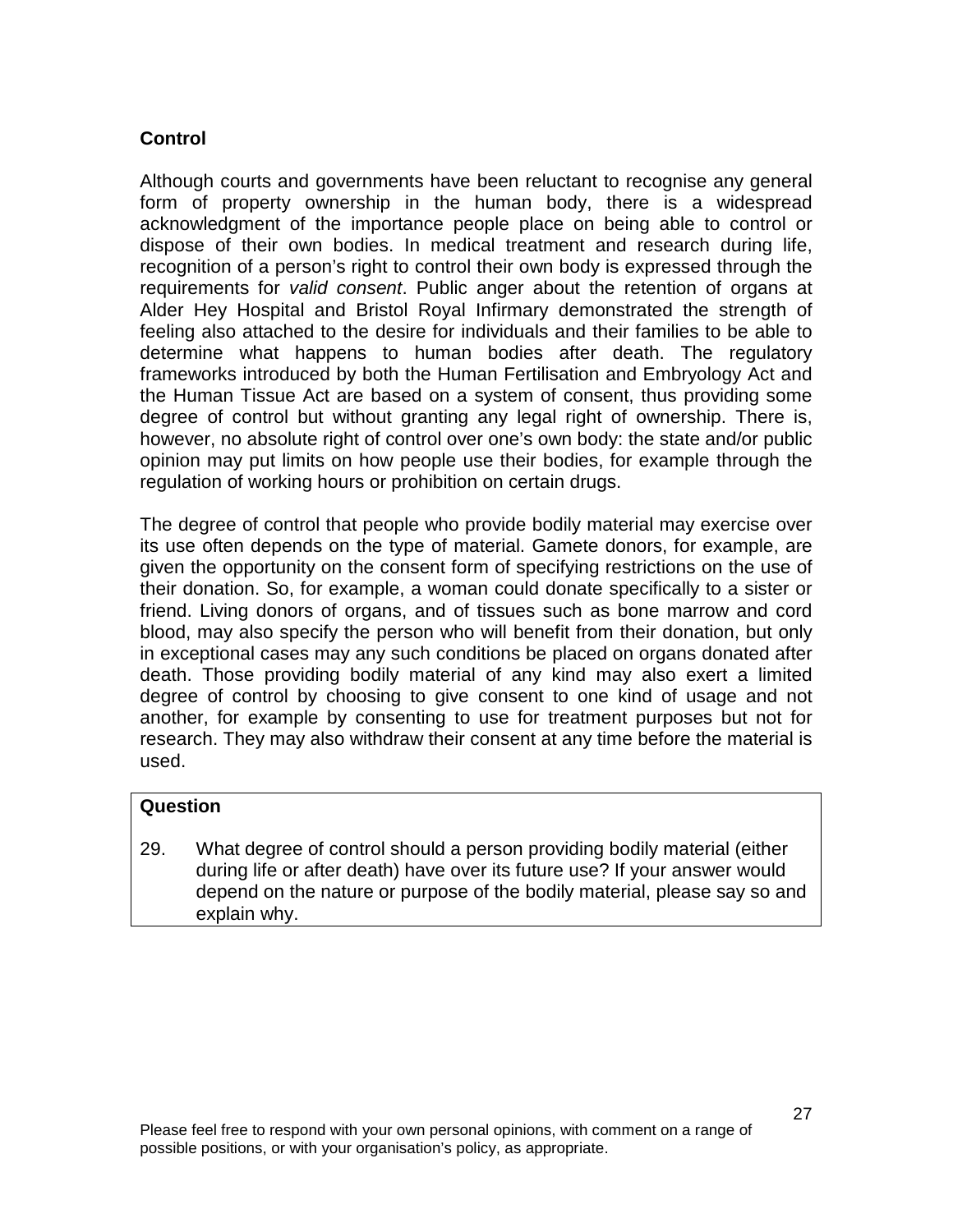## Control

Although courts and governments have been reluctant to recognise any general form of property ownership in the human body, there is a widespread acknowledgment of the importance people place on being able to control or dispose of their own bodies. In medical treatment and research during life, recognition of a person's right to control their own body is expressed through the requirements for *valid consent*. Public anger about the retention of organs at Alder Hey Hospital and Bristol Royal Infirmary demonstrated the strength of feeling also attached to the desire for individuals and their families to be able to determine what happens to human bodies after death. The regulatory frameworks introduced by both the Human Fertilisation and Embryology Act and the Human Tissue Act are based on a system of consent, thus providing some degree of control but without granting any legal right of ownership. There is, however, no absolute right of control over one's own body: the state and/or public opinion may put limits on how people use their bodies, for example through the regulation of working hours or prohibition on certain drugs.

The degree of control that people who provide bodily material may exercise over its use often depends on the type of material. Gamete donors, for example, are given the opportunity on the consent form of specifying restrictions on the use of their donation. So, for example, a woman could donate specifically to a sister or friend. Living donors of organs, and of tissues such as bone marrow and cord blood, may also specify the person who will benefit from their donation, but only in exceptional cases may any such conditions be placed on organs donated after death. Those providing bodily material of any kind may also exert a limited degree of control by choosing to give consent to one kind of usage and not another, for example by consenting to use for treatment purposes but not for research. They may also withdraw their consent at any time before the material is used.

**Question**

29. What degree of control should a person providing bodily material (either during life or after death) have over its future use? If your answer would depend on the nature or purpose of the bodily material, please say so and explain why.

Please feel free to respond with your own personal opinions, with comment on a range of possible positions, or with your organisation's policy, as appropriate.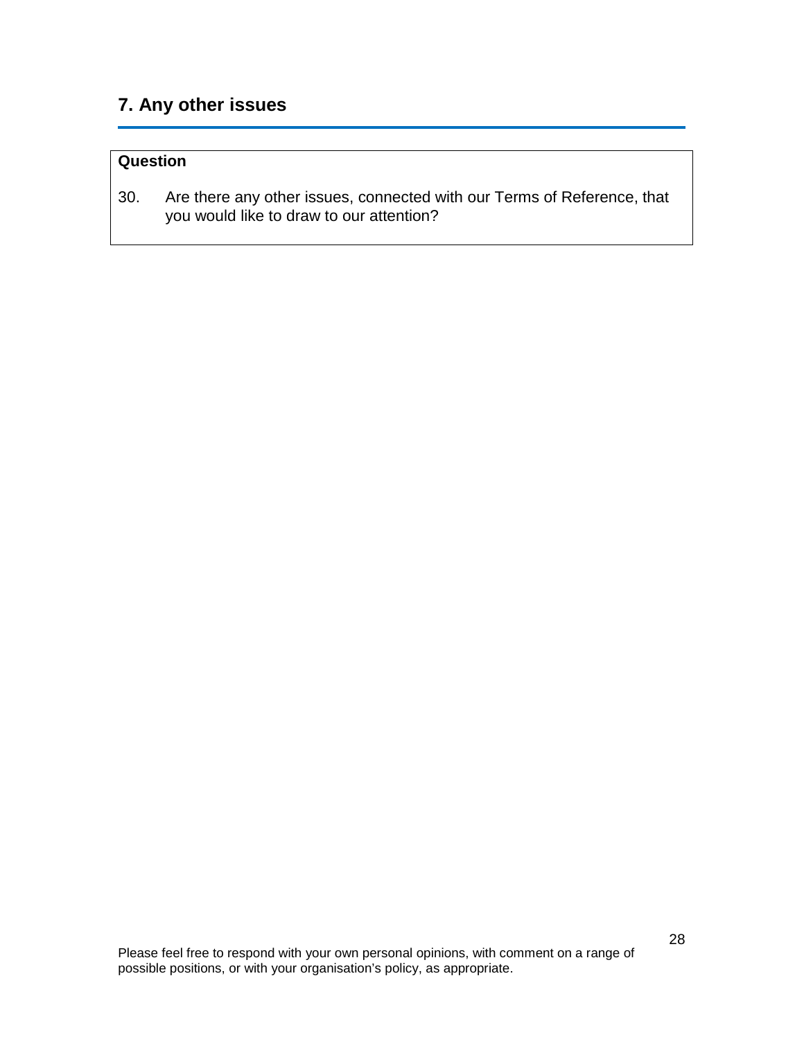## 7. Any other issues

**Question**

30. Are there any other issues, connected with our Terms of Reference, that you would like to draw to our attention?

Please feel free to respond with your own personal opinions, with comment on a range of possible positions, or with your organisation's policy, as appropriate.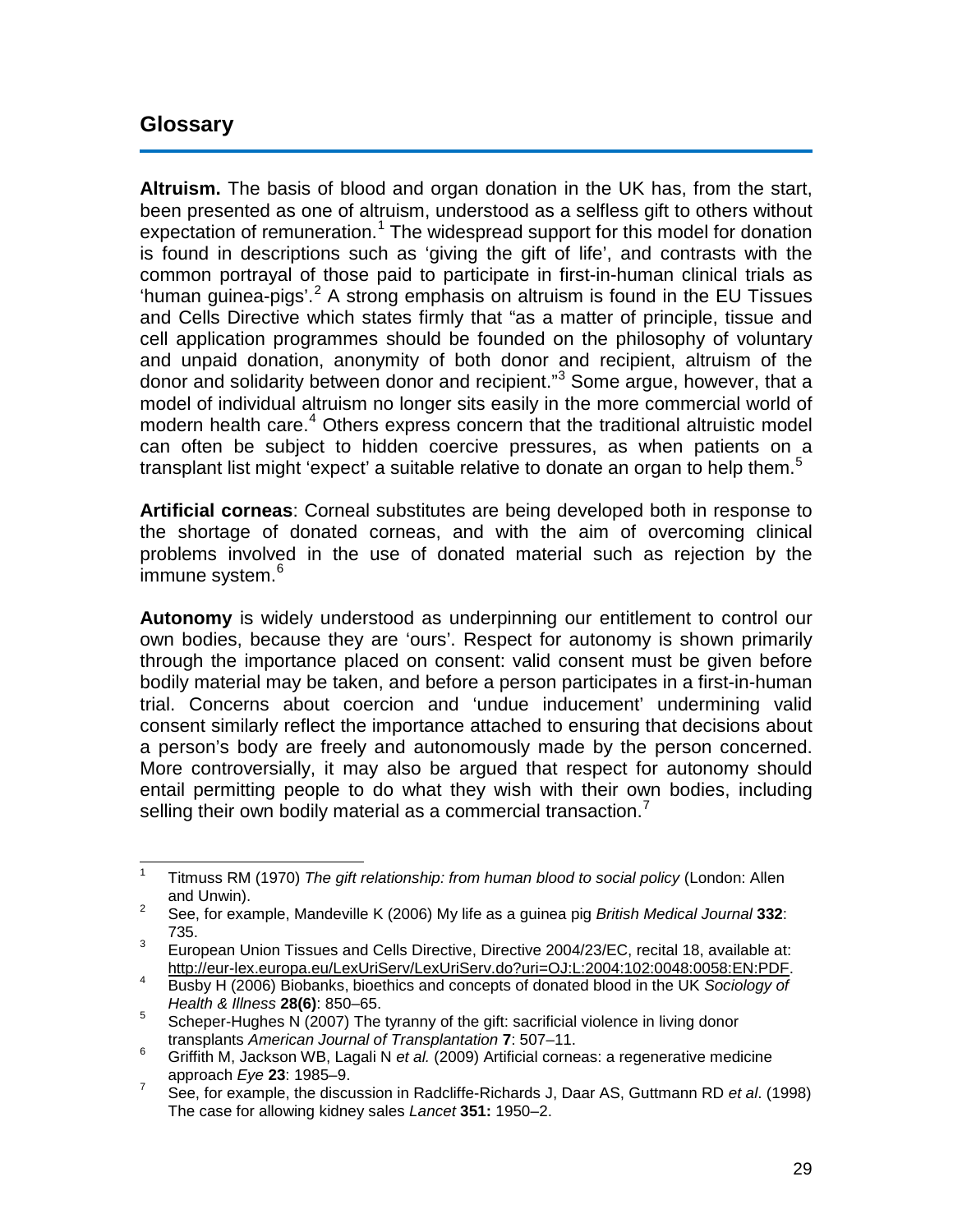## Glossary

**Altruism.** The basis of blood and organ donation in the UK has, from the start, been presented as one of altruism, understood as a selfless gift to others without expectation of remuneration.[1] The widespread support for this model for donation is found in descriptions such as 'giving the gift of life', and contrasts with the common portrayal of those paid to participate in first-in-human clinical trials as 'human guinea-pigs'.[2] A strong emphasis on altruism is found in the EU Tissues and Cells Directive which states firmly that "as a matter of principle, tissue and cell application programmes should be founded on the philosophy of voluntary and unpaid donation, anonymity of both donor and recipient, altruism of the donor and solidarity between donor and recipient."[3] Some argue, however, that a model of individual altruism no longer sits easily in the more commercial world of modern health care.[4] Others express concern that the traditional altruistic model can often be subject to hidden coercive pressures, as when patients on a transplant list might 'expect' a suitable relative to donate an organ to help them.[5]

**Artificial corneas**: Corneal substitutes are being developed both in response to the shortage of donated corneas, and with the aim of overcoming clinical problems involved in the use of donated material such as rejection by the immune system.[6]

**Autonomy** is widely understood as underpinning our entitlement to control our own bodies, because they are 'ours'. Respect for autonomy is shown primarily through the importance placed on consent: valid consent must be given before bodily material may be taken, and before a person participates in a first-in-human trial. Concerns about coercion and 'undue inducement' undermining valid consent similarly reflect the importance attached to ensuring that decisions about a person's body are freely and autonomously made by the person concerned. More controversially, it may also be argued that respect for autonomy should entail permitting people to do what they wish with their own bodies, including selling their own bodily material as a commercial transaction.[7]

---

[1] Titmuss RM (1970) *The gift relationship: from human blood to social policy* (London: Allen and Unwin).

[2] See, for example, Mandeville K (2006) My life as a guinea pig *British Medical Journal* **332**: 735.

[3] European Union Tissues and Cells Directive, Directive 2004/23/EC, recital 18, available at: http://eur-lex.europa.eu/LexUriServ/LexUriServ.do?uri=OJ:L:2004:102:0048:0058:EN:PDF.

[4] Busby H (2006) Biobanks, bioethics and concepts of donated blood in the UK *Sociology of Health & Illness* **28(6)**: 850–65.

[5] Scheper-Hughes N (2007) The tyranny of the gift: sacrificial violence in living donor transplants *American Journal of Transplantation* **7**: 507–11.

[6] Griffith M, Jackson WB, Lagali N *et al.* (2009) Artificial corneas: a regenerative medicine approach *Eye* **23**: 1985–9.

[7] See, for example, the discussion in Radcliffe-Richards J, Daar AS, Guttmann RD *et al*. (1998) The case for allowing kidney sales *Lancet* **351:** 1950–2.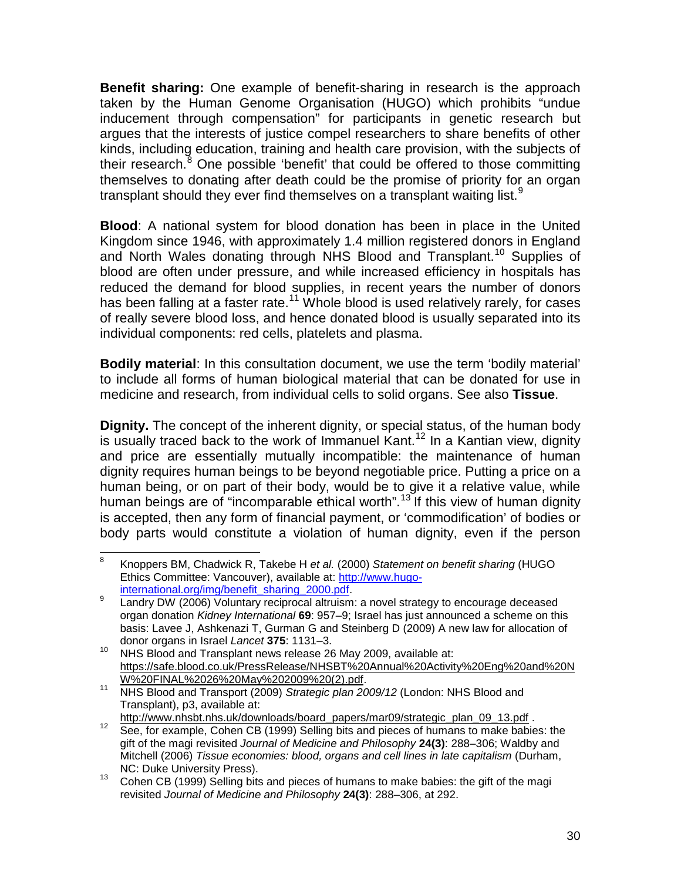**Benefit sharing:** One example of benefit-sharing in research is the approach taken by the Human Genome Organisation (HUGO) which prohibits "undue inducement through compensation" for participants in genetic research but argues that the interests of justice compel researchers to share benefits of other kinds, including education, training and health care provision, with the subjects of their research.[8] One possible 'benefit' that could be offered to those committing themselves to donating after death could be the promise of priority for an organ transplant should they ever find themselves on a transplant waiting list.[9]

**Blood**: A national system for blood donation has been in place in the United Kingdom since 1946, with approximately 1.4 million registered donors in England and North Wales donating through NHS Blood and Transplant.[10] Supplies of blood are often under pressure, and while increased efficiency in hospitals has reduced the demand for blood supplies, in recent years the number of donors has been falling at a faster rate.[11] Whole blood is used relatively rarely, for cases of really severe blood loss, and hence donated blood is usually separated into its individual components: red cells, platelets and plasma.

**Bodily material**: In this consultation document, we use the term 'bodily material' to include all forms of human biological material that can be donated for use in medicine and research, from individual cells to solid organs. See also **Tissue**.

**Dignity.** The concept of the inherent dignity, or special status, of the human body is usually traced back to the work of Immanuel Kant.[12] In a Kantian view, dignity and price are essentially mutually incompatible: the maintenance of human dignity requires human beings to be beyond negotiable price. Putting a price on a human being, or on part of their body, would be to give it a relative value, while human beings are of "incomparable ethical worth".[13] If this view of human dignity is accepted, then any form of financial payment, or 'commodification' of bodies or body parts would constitute a violation of human dignity, even if the person

---

[8] Knoppers BM, Chadwick R, Takebe H *et al.* (2000) *Statement on benefit sharing* (HUGO Ethics Committee: Vancouver), available at: http://www.hugo-international.org/img/benefit_sharing_2000.pdf.

[9] Landry DW (2006) Voluntary reciprocal altruism: a novel strategy to encourage deceased organ donation *Kidney International* **69**: 957–9; Israel has just announced a scheme on this basis: Lavee J, Ashkenazi T, Gurman G and Steinberg D (2009) A new law for allocation of donor organs in Israel *Lancet* **375**: 1131–3.

[10] NHS Blood and Transplant news release 26 May 2009, available at: https://safe.blood.co.uk/PressRelease/NHSBT%20Annual%20Activity%20Eng%20and%20NW%20FINAL%2026%20May%202009%20(2).pdf.

[11] NHS Blood and Transport (2009) *Strategic plan 2009/12* (London: NHS Blood and Transplant), p3, available at: http://www.nhsbt.nhs.uk/downloads/board_papers/mar09/strategic_plan_09_13.pdf .

[12] See, for example, Cohen CB (1999) Selling bits and pieces of humans to make babies: the gift of the magi revisited *Journal of Medicine and Philosophy* **24(3)**: 288–306; Waldby and Mitchell (2006) *Tissue economies: blood, organs and cell lines in late capitalism* (Durham, NC: Duke University Press).

[13] Cohen CB (1999) Selling bits and pieces of humans to make babies: the gift of the magi revisited *Journal of Medicine and Philosophy* **24(3)**: 288–306, at 292.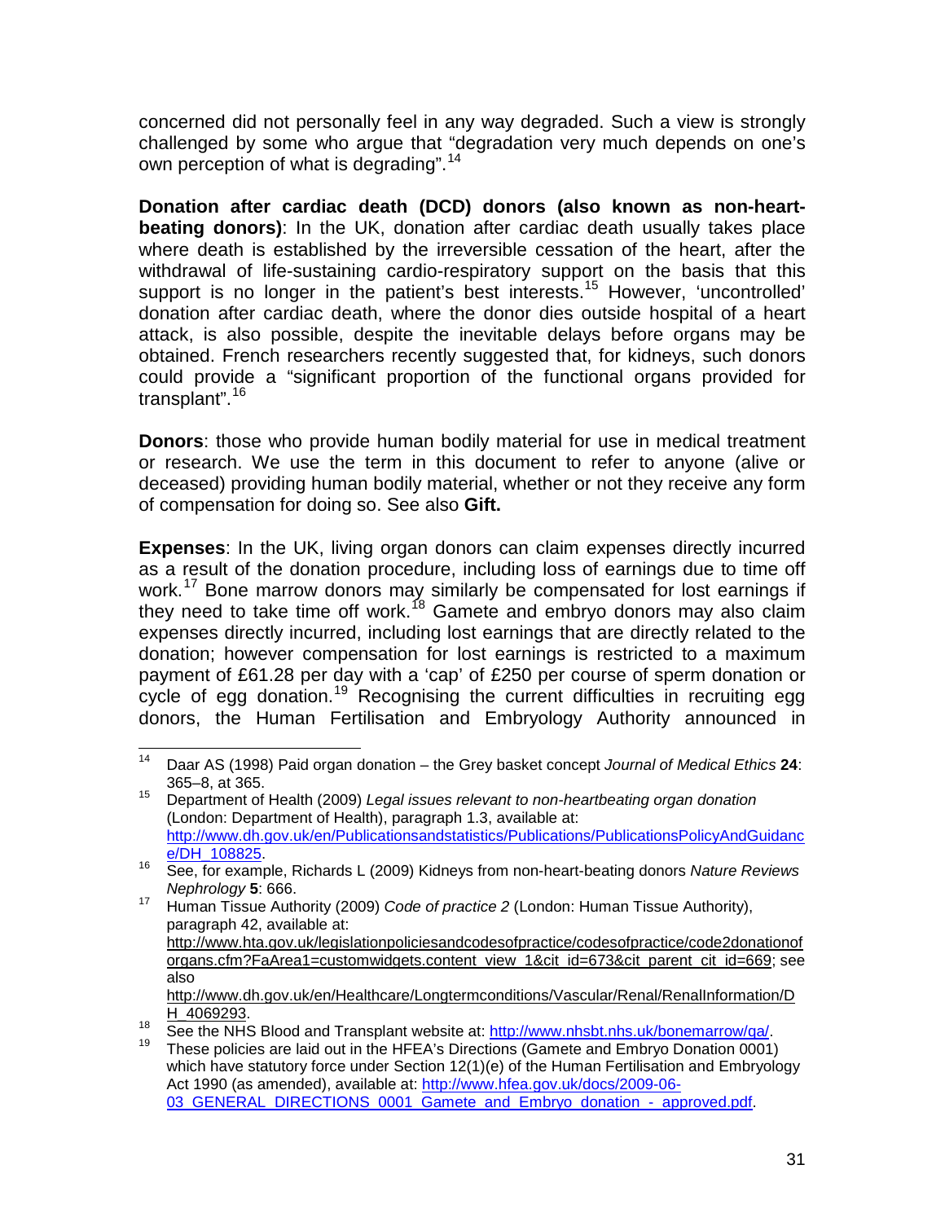concerned did not personally feel in any way degraded. Such a view is strongly challenged by some who argue that "degradation very much depends on one's own perception of what is degrading".[14]

**Donation after cardiac death (DCD) donors (also known as non-heart-beating donors)**: In the UK, donation after cardiac death usually takes place where death is established by the irreversible cessation of the heart, after the withdrawal of life-sustaining cardio-respiratory support on the basis that this support is no longer in the patient's best interests.[15] However, 'uncontrolled' donation after cardiac death, where the donor dies outside hospital of a heart attack, is also possible, despite the inevitable delays before organs may be obtained. French researchers recently suggested that, for kidneys, such donors could provide a "significant proportion of the functional organs provided for transplant".[16]

**Donors**: those who provide human bodily material for use in medical treatment or research. We use the term in this document to refer to anyone (alive or deceased) providing human bodily material, whether or not they receive any form of compensation for doing so. See also **Gift.**

**Expenses**: In the UK, living organ donors can claim expenses directly incurred as a result of the donation procedure, including loss of earnings due to time off work.[17] Bone marrow donors may similarly be compensated for lost earnings if they need to take time off work.[18] Gamete and embryo donors may also claim expenses directly incurred, including lost earnings that are directly related to the donation; however compensation for lost earnings is restricted to a maximum payment of £61.28 per day with a 'cap' of £250 per course of sperm donation or cycle of egg donation.[19] Recognising the current difficulties in recruiting egg donors, the Human Fertilisation and Embryology Authority announced in

---

[14] Daar AS (1998) Paid organ donation – the Grey basket concept *Journal of Medical Ethics* **24**: 365–8, at 365.

[15] Department of Health (2009) *Legal issues relevant to non-heartbeating organ donation* (London: Department of Health), paragraph 1.3, available at: http://www.dh.gov.uk/en/Publicationsandstatistics/Publications/PublicationsPolicyAndGuidance/DH_108825.

[16] See, for example, Richards L (2009) Kidneys from non-heart-beating donors *Nature Reviews Nephrology* **5**: 666.

[17] Human Tissue Authority (2009) *Code of practice 2* (London: Human Tissue Authority), paragraph 42, available at: http://www.hta.gov.uk/legislationpoliciesandcodesofpractice/codesofpractice/code2donationoforgans.cfm?FaArea1=customwidgets.content_view_1&cit_id=673&cit_parent_cit_id=669; see also http://www.dh.gov.uk/en/Healthcare/Longtermconditions/Vascular/Renal/RenalInformation/DH_4069293.

[18] See the NHS Blood and Transplant website at: http://www.nhsbt.nhs.uk/bonemarrow/qa/.

[19] These policies are laid out in the HFEA's Directions (Gamete and Embryo Donation 0001) which have statutory force under Section 12(1)(e) of the Human Fertilisation and Embryology Act 1990 (as amended), available at: http://www.hfea.gov.uk/docs/2009-06-03_GENERAL_DIRECTIONS_0001_Gamete_and_Embryo_donation_-_approved.pdf.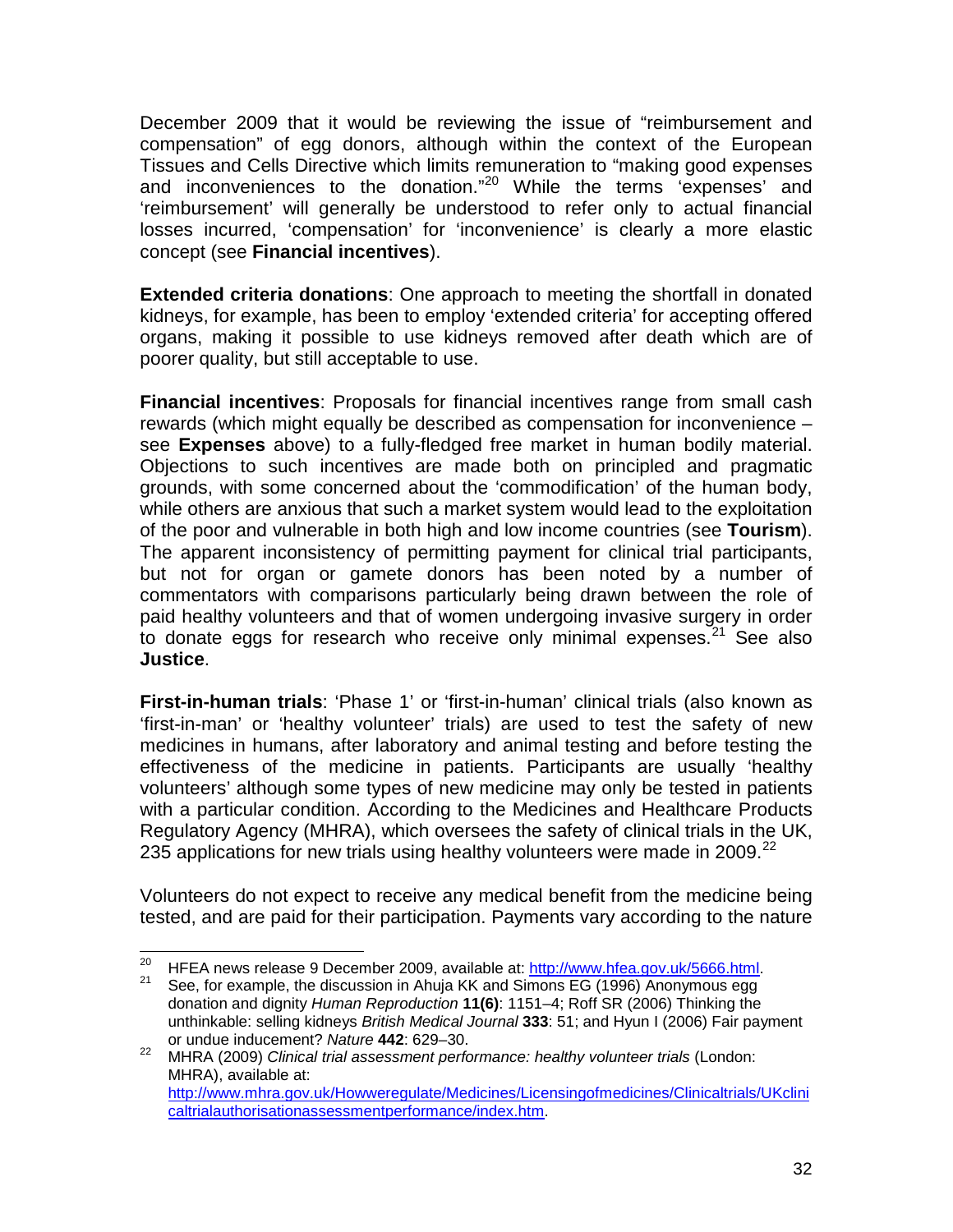December 2009 that it would be reviewing the issue of "reimbursement and compensation" of egg donors, although within the context of the European Tissues and Cells Directive which limits remuneration to "making good expenses and inconveniences to the donation."[20] While the terms 'expenses' and 'reimbursement' will generally be understood to refer only to actual financial losses incurred, 'compensation' for 'inconvenience' is clearly a more elastic concept (see **Financial incentives**).

**Extended criteria donations**: One approach to meeting the shortfall in donated kidneys, for example, has been to employ 'extended criteria' for accepting offered organs, making it possible to use kidneys removed after death which are of poorer quality, but still acceptable to use.

**Financial incentives**: Proposals for financial incentives range from small cash rewards (which might equally be described as compensation for inconvenience – see **Expenses** above) to a fully-fledged free market in human bodily material. Objections to such incentives are made both on principled and pragmatic grounds, with some concerned about the 'commodification' of the human body, while others are anxious that such a market system would lead to the exploitation of the poor and vulnerable in both high and low income countries (see **Tourism**). The apparent inconsistency of permitting payment for clinical trial participants, but not for organ or gamete donors has been noted by a number of commentators with comparisons particularly being drawn between the role of paid healthy volunteers and that of women undergoing invasive surgery in order to donate eggs for research who receive only minimal expenses.[21] See also **Justice**.

**First-in-human trials**: 'Phase 1' or 'first-in-human' clinical trials (also known as 'first-in-man' or 'healthy volunteer' trials) are used to test the safety of new medicines in humans, after laboratory and animal testing and before testing the effectiveness of the medicine in patients. Participants are usually 'healthy volunteers' although some types of new medicine may only be tested in patients with a particular condition. According to the Medicines and Healthcare Products Regulatory Agency (MHRA), which oversees the safety of clinical trials in the UK, 235 applications for new trials using healthy volunteers were made in 2009.[22]

Volunteers do not expect to receive any medical benefit from the medicine being tested, and are paid for their participation. Payments vary according to the nature

---

[20] HFEA news release 9 December 2009, available at: http://www.hfea.gov.uk/5666.html.

[21] See, for example, the discussion in Ahuja KK and Simons EG (1996) Anonymous egg donation and dignity *Human Reproduction* **11(6)**: 1151–4; Roff SR (2006) Thinking the unthinkable: selling kidneys *British Medical Journal* **333**: 51; and Hyun I (2006) Fair payment or undue inducement? *Nature* **442**: 629–30.

[22] MHRA (2009) *Clinical trial assessment performance: healthy volunteer trials* (London: MHRA), available at: http://www.mhra.gov.uk/Howweregulate/Medicines/Licensingofmedicines/Clinicaltrials/UKclinicaltrialauthorisationassessmentperformance/index.htm.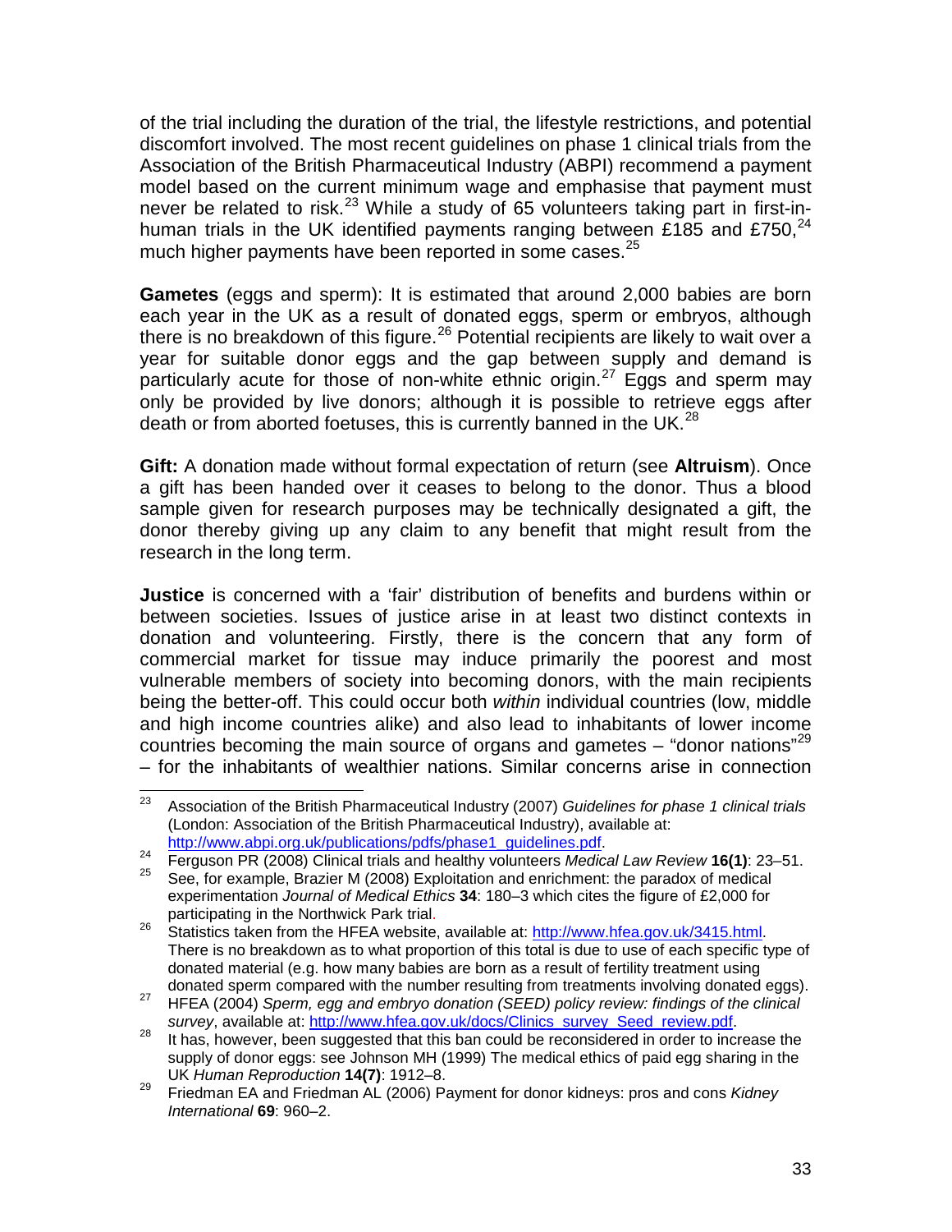of the trial including the duration of the trial, the lifestyle restrictions, and potential discomfort involved. The most recent guidelines on phase 1 clinical trials from the Association of the British Pharmaceutical Industry (ABPI) recommend a payment model based on the current minimum wage and emphasise that payment must never be related to risk.[23] While a study of 65 volunteers taking part in first-in-human trials in the UK identified payments ranging between £185 and £750,[24] much higher payments have been reported in some cases.[25]

**Gametes** (eggs and sperm): It is estimated that around 2,000 babies are born each year in the UK as a result of donated eggs, sperm or embryos, although there is no breakdown of this figure.[26] Potential recipients are likely to wait over a year for suitable donor eggs and the gap between supply and demand is particularly acute for those of non-white ethnic origin.[27] Eggs and sperm may only be provided by live donors; although it is possible to retrieve eggs after death or from aborted foetuses, this is currently banned in the UK.[28]

**Gift:** A donation made without formal expectation of return (see **Altruism**). Once a gift has been handed over it ceases to belong to the donor. Thus a blood sample given for research purposes may be technically designated a gift, the donor thereby giving up any claim to any benefit that might result from the research in the long term.

**Justice** is concerned with a 'fair' distribution of benefits and burdens within or between societies. Issues of justice arise in at least two distinct contexts in donation and volunteering. Firstly, there is the concern that any form of commercial market for tissue may induce primarily the poorest and most vulnerable members of society into becoming donors, with the main recipients being the better-off. This could occur both *within* individual countries (low, middle and high income countries alike) and also lead to inhabitants of lower income countries becoming the main source of organs and gametes – "donor nations"[29] – for the inhabitants of wealthier nations. Similar concerns arise in connection

---

[23] Association of the British Pharmaceutical Industry (2007) *Guidelines for phase 1 clinical trials* (London: Association of the British Pharmaceutical Industry), available at: http://www.abpi.org.uk/publications/pdfs/phase1_guidelines.pdf.

[24] Ferguson PR (2008) Clinical trials and healthy volunteers *Medical Law Review* **16(1)**: 23–51.

[25] See, for example, Brazier M (2008) Exploitation and enrichment: the paradox of medical experimentation *Journal of Medical Ethics* **34**: 180–3 which cites the figure of £2,000 for participating in the Northwick Park trial.

[26] Statistics taken from the HFEA website, available at: http://www.hfea.gov.uk/3415.html. There is no breakdown as to what proportion of this total is due to use of each specific type of donated material (e.g. how many babies are born as a result of fertility treatment using donated sperm compared with the number resulting from treatments involving donated eggs).

[27] HFEA (2004) *Sperm, egg and embryo donation (SEED) policy review: findings of the clinical survey*, available at: http://www.hfea.gov.uk/docs/Clinics_survey_Seed_review.pdf.

[28] It has, however, been suggested that this ban could be reconsidered in order to increase the supply of donor eggs: see Johnson MH (1999) The medical ethics of paid egg sharing in the UK *Human Reproduction* **14(7)**: 1912–8.

[29] Friedman EA and Friedman AL (2006) Payment for donor kidneys: pros and cons *Kidney International* **69**: 960–2.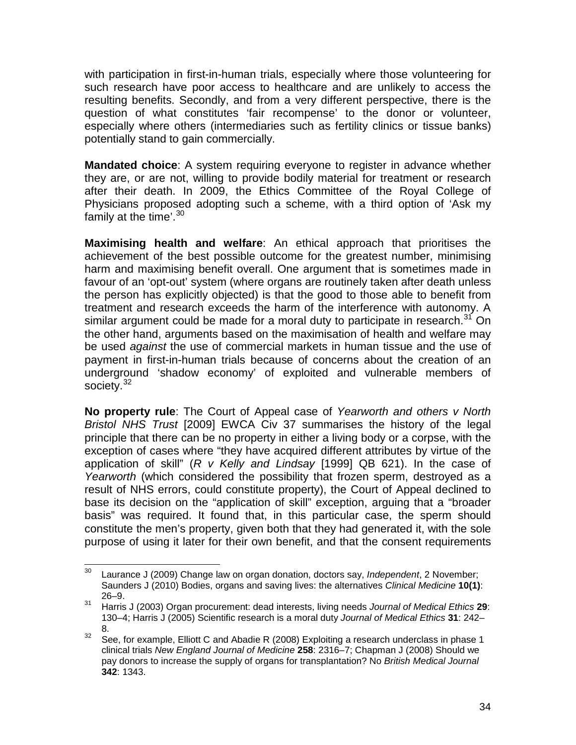with participation in first-in-human trials, especially where those volunteering for such research have poor access to healthcare and are unlikely to access the resulting benefits. Secondly, and from a very different perspective, there is the question of what constitutes 'fair recompense' to the donor or volunteer, especially where others (intermediaries such as fertility clinics or tissue banks) potentially stand to gain commercially.

**Mandated choice**: A system requiring everyone to register in advance whether they are, or are not, willing to provide bodily material for treatment or research after their death. In 2009, the Ethics Committee of the Royal College of Physicians proposed adopting such a scheme, with a third option of 'Ask my family at the time'.[30]

**Maximising health and welfare**: An ethical approach that prioritises the achievement of the best possible outcome for the greatest number, minimising harm and maximising benefit overall. One argument that is sometimes made in favour of an 'opt-out' system (where organs are routinely taken after death unless the person has explicitly objected) is that the good to those able to benefit from treatment and research exceeds the harm of the interference with autonomy. A similar argument could be made for a moral duty to participate in research.[31] On the other hand, arguments based on the maximisation of health and welfare may be used *against* the use of commercial markets in human tissue and the use of payment in first-in-human trials because of concerns about the creation of an underground 'shadow economy' of exploited and vulnerable members of society.[32]

**No property rule**: The Court of Appeal case of *Yearworth and others v North Bristol NHS Trust* [2009] EWCA Civ 37 summarises the history of the legal principle that there can be no property in either a living body or a corpse, with the exception of cases where "they have acquired different attributes by virtue of the application of skill" (*R v Kelly and Lindsay* [1999] QB 621). In the case of *Yearworth* (which considered the possibility that frozen sperm, destroyed as a result of NHS errors, could constitute property), the Court of Appeal declined to base its decision on the "application of skill" exception, arguing that a "broader basis" was required. It found that, in this particular case, the sperm should constitute the men's property, given both that they had generated it, with the sole purpose of using it later for their own benefit, and that the consent requirements

---

[30] Laurance J (2009) Change law on organ donation, doctors say, *Independent*, 2 November; Saunders J (2010) Bodies, organs and saving lives: the alternatives *Clinical Medicine* **10(1)**: 26–9.

[31] Harris J (2003) Organ procurement: dead interests, living needs *Journal of Medical Ethics* **29**: 130–4; Harris J (2005) Scientific research is a moral duty *Journal of Medical Ethics* **31**: 242–8.

[32] See, for example, Elliott C and Abadie R (2008) Exploiting a research underclass in phase 1 clinical trials *New England Journal of Medicine* **258**: 2316–7; Chapman J (2008) Should we pay donors to increase the supply of organs for transplantation? No *British Medical Journal* **342**: 1343.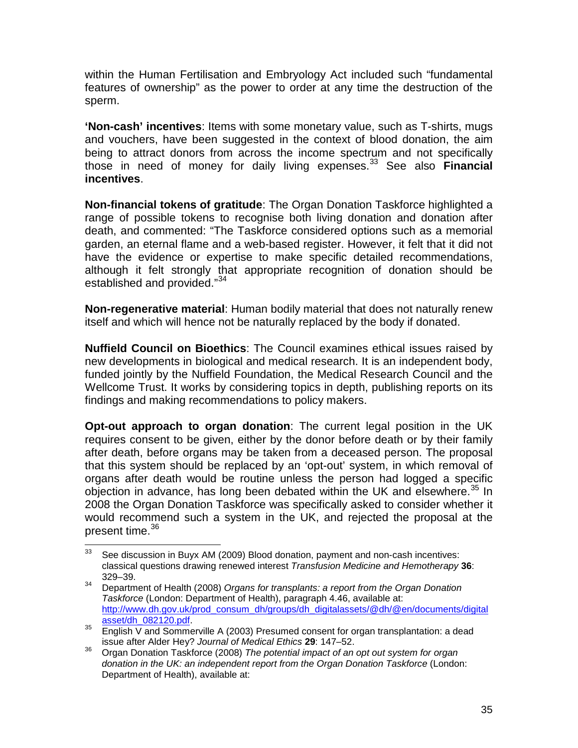within the Human Fertilisation and Embryology Act included such "fundamental features of ownership" as the power to order at any time the destruction of the sperm.

**'Non-cash' incentives**: Items with some monetary value, such as T-shirts, mugs and vouchers, have been suggested in the context of blood donation, the aim being to attract donors from across the income spectrum and not specifically those in need of money for daily living expenses.[33] See also **Financial incentives**.

**Non-financial tokens of gratitude**: The Organ Donation Taskforce highlighted a range of possible tokens to recognise both living donation and donation after death, and commented: "The Taskforce considered options such as a memorial garden, an eternal flame and a web-based register. However, it felt that it did not have the evidence or expertise to make specific detailed recommendations, although it felt strongly that appropriate recognition of donation should be established and provided."[34]

**Non-regenerative material**: Human bodily material that does not naturally renew itself and which will hence not be naturally replaced by the body if donated.

**Nuffield Council on Bioethics**: The Council examines ethical issues raised by new developments in biological and medical research. It is an independent body, funded jointly by the Nuffield Foundation, the Medical Research Council and the Wellcome Trust. It works by considering topics in depth, publishing reports on its findings and making recommendations to policy makers.

**Opt-out approach to organ donation**: The current legal position in the UK requires consent to be given, either by the donor before death or by their family after death, before organs may be taken from a deceased person. The proposal that this system should be replaced by an 'opt-out' system, in which removal of organs after death would be routine unless the person had logged a specific objection in advance, has long been debated within the UK and elsewhere.[35] In 2008 the Organ Donation Taskforce was specifically asked to consider whether it would recommend such a system in the UK, and rejected the proposal at the present time.[36]

---

[33] See discussion in Buyx AM (2009) Blood donation, payment and non-cash incentives: classical questions drawing renewed interest *Transfusion Medicine and Hemotherapy* **36**: 329–39.

[34] Department of Health (2008) *Organs for transplants: a report from the Organ Donation Taskforce* (London: Department of Health), paragraph 4.46, available at: http://www.dh.gov.uk/prod_consum_dh/groups/dh_digitalassets/@dh/@en/documents/digitalasset/dh_082120.pdf.

[35] English V and Sommerville A (2003) Presumed consent for organ transplantation: a dead issue after Alder Hey? *Journal of Medical Ethics* **29**: 147–52.

[36] Organ Donation Taskforce (2008) *The potential impact of an opt out system for organ donation in the UK: an independent report from the Organ Donation Taskforce* (London: Department of Health), available at: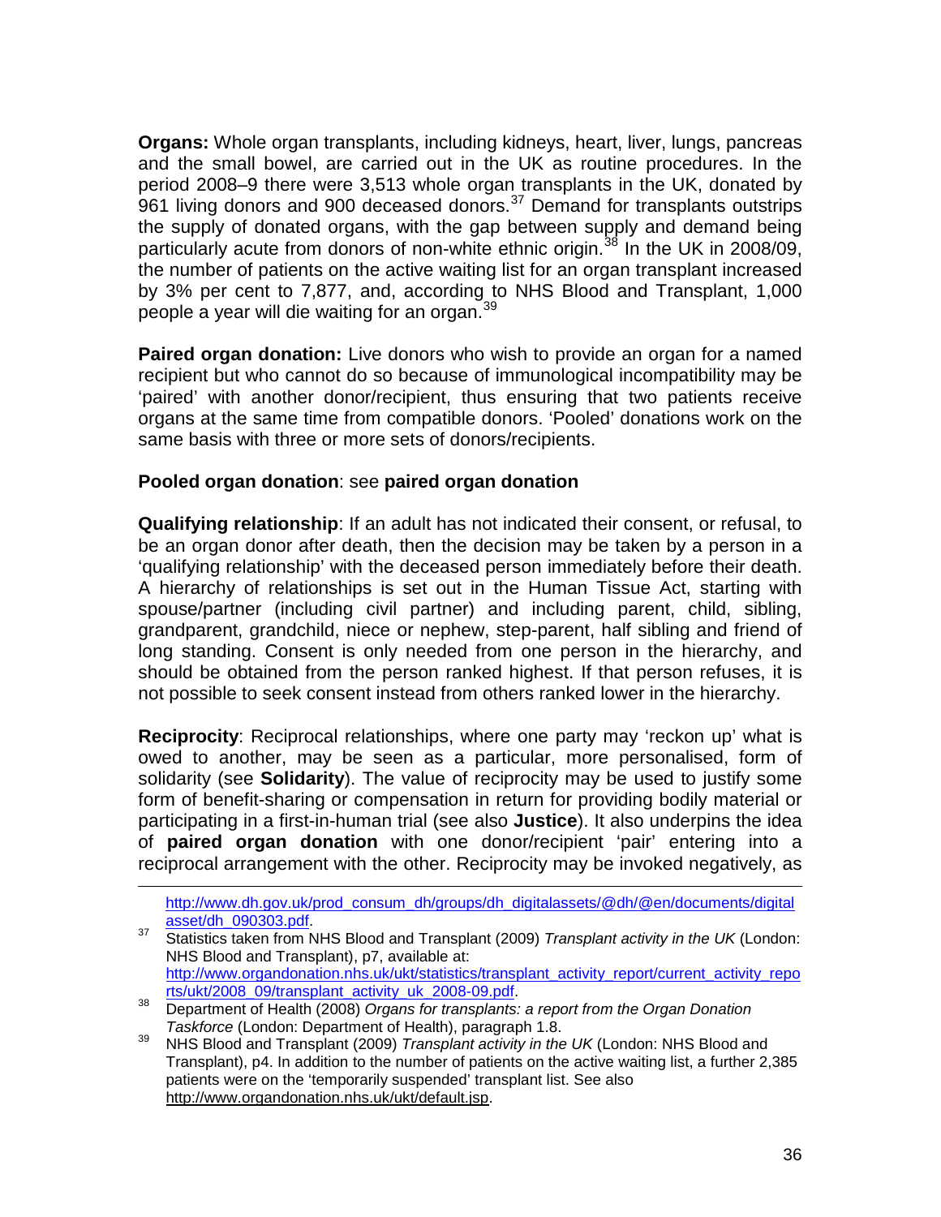**Organs:** Whole organ transplants, including kidneys, heart, liver, lungs, pancreas and the small bowel, are carried out in the UK as routine procedures. In the period 2008–9 there were 3,513 whole organ transplants in the UK, donated by 961 living donors and 900 deceased donors.[37] Demand for transplants outstrips the supply of donated organs, with the gap between supply and demand being particularly acute from donors of non-white ethnic origin.[38] In the UK in 2008/09, the number of patients on the active waiting list for an organ transplant increased by 3% per cent to 7,877, and, according to NHS Blood and Transplant, 1,000 people a year will die waiting for an organ.[39]

**Paired organ donation:** Live donors who wish to provide an organ for a named recipient but who cannot do so because of immunological incompatibility may be 'paired' with another donor/recipient, thus ensuring that two patients receive organs at the same time from compatible donors. 'Pooled' donations work on the same basis with three or more sets of donors/recipients.

**Pooled organ donation**: see **paired organ donation**

**Qualifying relationship**: If an adult has not indicated their consent, or refusal, to be an organ donor after death, then the decision may be taken by a person in a 'qualifying relationship' with the deceased person immediately before their death. A hierarchy of relationships is set out in the Human Tissue Act, starting with spouse/partner (including civil partner) and including parent, child, sibling, grandparent, grandchild, niece or nephew, step-parent, half sibling and friend of long standing. Consent is only needed from one person in the hierarchy, and should be obtained from the person ranked highest. If that person refuses, it is not possible to seek consent instead from others ranked lower in the hierarchy.

**Reciprocity**: Reciprocal relationships, where one party may 'reckon up' what is owed to another, may be seen as a particular, more personalised, form of solidarity (see **Solidarity**). The value of reciprocity may be used to justify some form of benefit-sharing or compensation in return for providing bodily material or participating in a first-in-human trial (see also **Justice**). It also underpins the idea of **paired organ donation** with one donor/recipient 'pair' entering into a reciprocal arrangement with the other. Reciprocity may be invoked negatively, as

---

http://www.dh.gov.uk/prod_consum_dh/groups/dh_digitalassets/@dh/@en/documents/digitalasset/dh_090303.pdf.

[37] Statistics taken from NHS Blood and Transplant (2009) *Transplant activity in the UK* (London: NHS Blood and Transplant), p7, available at: http://www.organdonation.nhs.uk/ukt/statistics/transplant_activity_report/current_activity_reports/ukt/2008_09/transplant_activity_uk_2008-09.pdf.

[38] Department of Health (2008) *Organs for transplants: a report from the Organ Donation Taskforce* (London: Department of Health), paragraph 1.8.

[39] NHS Blood and Transplant (2009) *Transplant activity in the UK* (London: NHS Blood and Transplant), p4. In addition to the number of patients on the active waiting list, a further 2,385 patients were on the 'temporarily suspended' transplant list. See also http://www.organdonation.nhs.uk/ukt/default.jsp.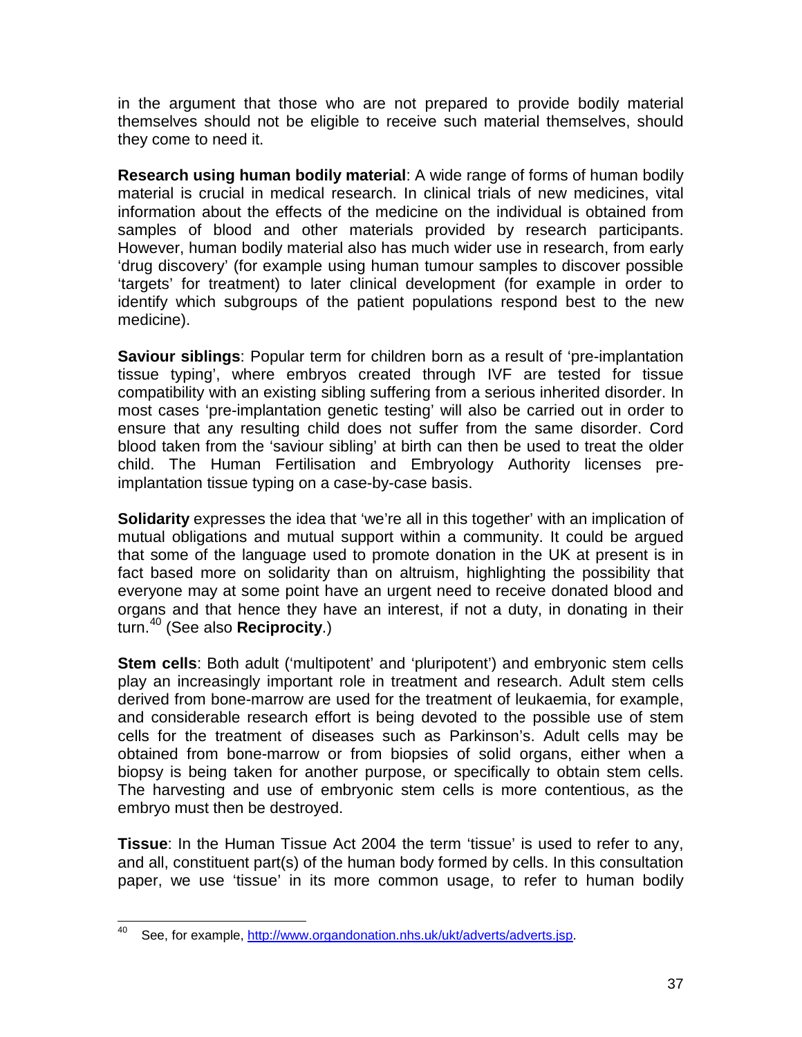in the argument that those who are not prepared to provide bodily material themselves should not be eligible to receive such material themselves, should they come to need it.

**Research using human bodily material**: A wide range of forms of human bodily material is crucial in medical research. In clinical trials of new medicines, vital information about the effects of the medicine on the individual is obtained from samples of blood and other materials provided by research participants. However, human bodily material also has much wider use in research, from early 'drug discovery' (for example using human tumour samples to discover possible 'targets' for treatment) to later clinical development (for example in order to identify which subgroups of the patient populations respond best to the new medicine).

**Saviour siblings**: Popular term for children born as a result of 'pre-implantation tissue typing', where embryos created through IVF are tested for tissue compatibility with an existing sibling suffering from a serious inherited disorder. In most cases 'pre-implantation genetic testing' will also be carried out in order to ensure that any resulting child does not suffer from the same disorder. Cord blood taken from the 'saviour sibling' at birth can then be used to treat the older child. The Human Fertilisation and Embryology Authority licenses pre-implantation tissue typing on a case-by-case basis.

**Solidarity** expresses the idea that 'we're all in this together' with an implication of mutual obligations and mutual support within a community. It could be argued that some of the language used to promote donation in the UK at present is in fact based more on solidarity than on altruism, highlighting the possibility that everyone may at some point have an urgent need to receive donated blood and organs and that hence they have an interest, if not a duty, in donating in their turn.[40] (See also **Reciprocity**.)

**Stem cells**: Both adult ('multipotent' and 'pluripotent') and embryonic stem cells play an increasingly important role in treatment and research. Adult stem cells derived from bone-marrow are used for the treatment of leukaemia, for example, and considerable research effort is being devoted to the possible use of stem cells for the treatment of diseases such as Parkinson's. Adult cells may be obtained from bone-marrow or from biopsies of solid organs, either when a biopsy is being taken for another purpose, or specifically to obtain stem cells. The harvesting and use of embryonic stem cells is more contentious, as the embryo must then be destroyed.

**Tissue**: In the Human Tissue Act 2004 the term 'tissue' is used to refer to any, and all, constituent part(s) of the human body formed by cells. In this consultation paper, we use 'tissue' in its more common usage, to refer to human bodily

---

[40] See, for example, http://www.organdonation.nhs.uk/ukt/adverts/adverts.jsp.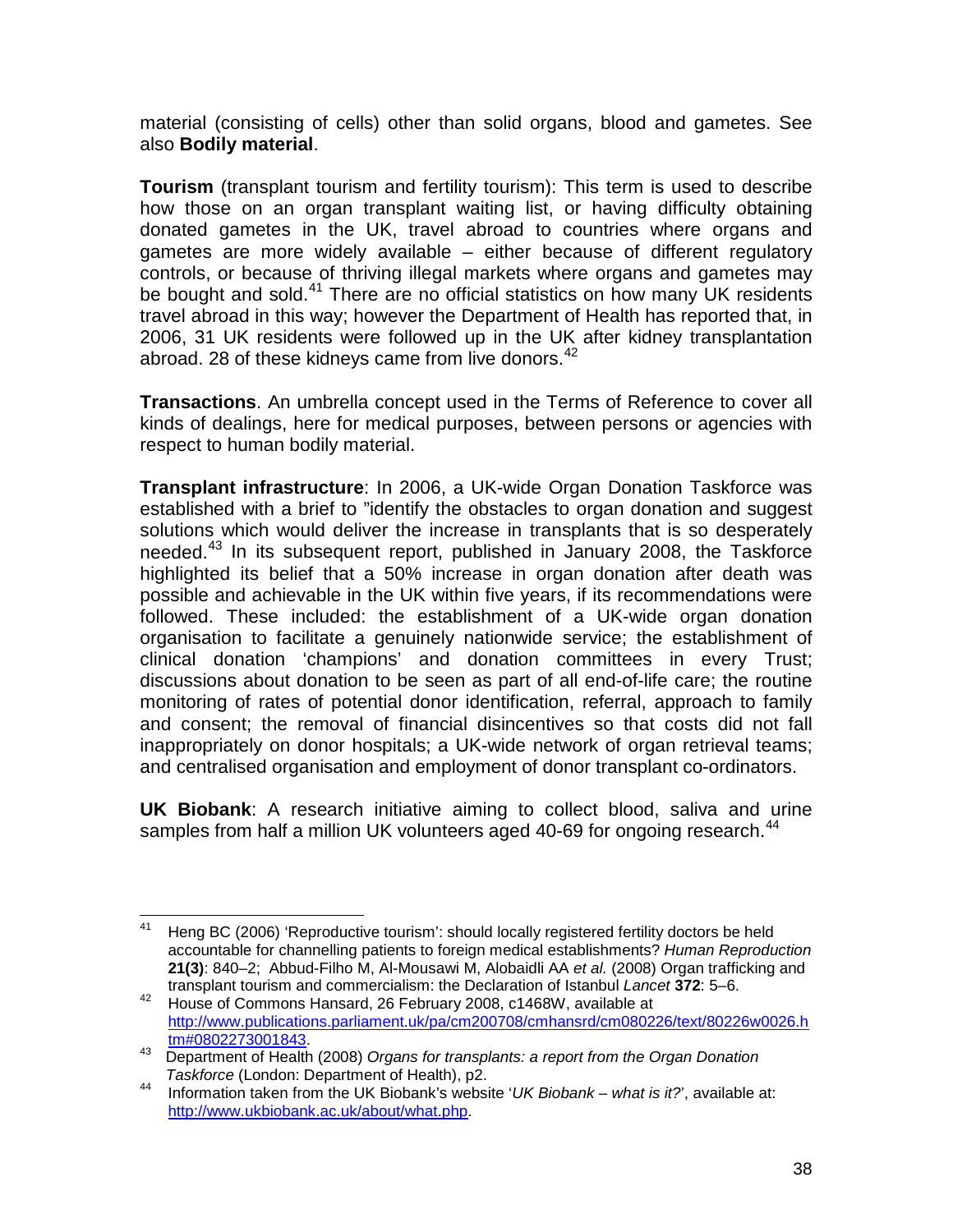material (consisting of cells) other than solid organs, blood and gametes. See also **Bodily material**.

**Tourism** (transplant tourism and fertility tourism): This term is used to describe how those on an organ transplant waiting list, or having difficulty obtaining donated gametes in the UK, travel abroad to countries where organs and gametes are more widely available – either because of different regulatory controls, or because of thriving illegal markets where organs and gametes may be bought and sold.[41] There are no official statistics on how many UK residents travel abroad in this way; however the Department of Health has reported that, in 2006, 31 UK residents were followed up in the UK after kidney transplantation abroad. 28 of these kidneys came from live donors.[42]

**Transactions**. An umbrella concept used in the Terms of Reference to cover all kinds of dealings, here for medical purposes, between persons or agencies with respect to human bodily material.

**Transplant infrastructure**: In 2006, a UK-wide Organ Donation Taskforce was established with a brief to "identify the obstacles to organ donation and suggest solutions which would deliver the increase in transplants that is so desperately needed.[43] In its subsequent report, published in January 2008, the Taskforce highlighted its belief that a 50% increase in organ donation after death was possible and achievable in the UK within five years, if its recommendations were followed. These included: the establishment of a UK-wide organ donation organisation to facilitate a genuinely nationwide service; the establishment of clinical donation 'champions' and donation committees in every Trust; discussions about donation to be seen as part of all end-of-life care; the routine monitoring of rates of potential donor identification, referral, approach to family and consent; the removal of financial disincentives so that costs did not fall inappropriately on donor hospitals; a UK-wide network of organ retrieval teams; and centralised organisation and employment of donor transplant co-ordinators.

**UK Biobank**: A research initiative aiming to collect blood, saliva and urine samples from half a million UK volunteers aged 40-69 for ongoing research.[44]

---

[41] Heng BC (2006) 'Reproductive tourism': should locally registered fertility doctors be held accountable for channelling patients to foreign medical establishments? *Human Reproduction* **21(3)**: 840–2; Abbud-Filho M, Al-Mousawi M, Alobaidli AA *et al.* (2008) Organ trafficking and transplant tourism and commercialism: the Declaration of Istanbul *Lancet* **372**: 5–6.

[42] House of Commons Hansard, 26 February 2008, c1468W, available at http://www.publications.parliament.uk/pa/cm200708/cmhansrd/cm080226/text/80226w0026.htm#0802273001843.

[43] Department of Health (2008) *Organs for transplants: a report from the Organ Donation Taskforce* (London: Department of Health), p2.

[44] Information taken from the UK Biobank's website '*UK Biobank – what is it?*', available at: http://www.ukbiobank.ac.uk/about/what.php.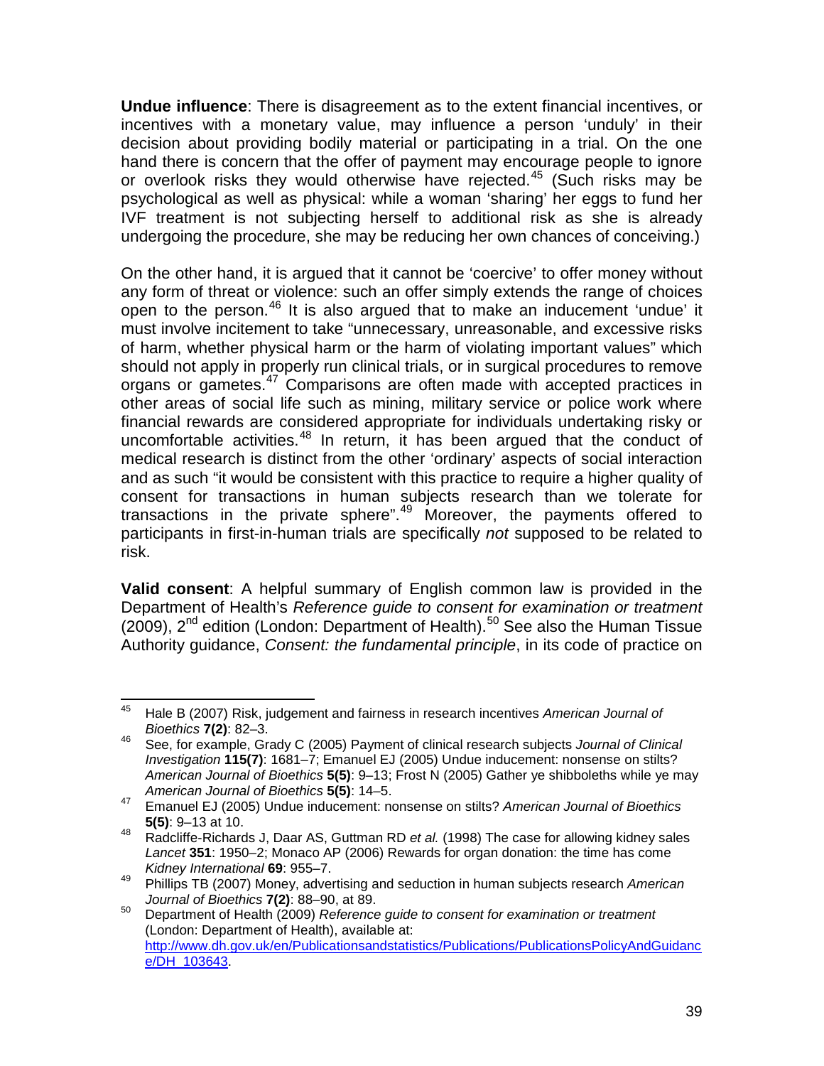**Undue influence**: There is disagreement as to the extent financial incentives, or incentives with a monetary value, may influence a person 'unduly' in their decision about providing bodily material or participating in a trial. On the one hand there is concern that the offer of payment may encourage people to ignore or overlook risks they would otherwise have rejected.[45] (Such risks may be psychological as well as physical: while a woman 'sharing' her eggs to fund her IVF treatment is not subjecting herself to additional risk as she is already undergoing the procedure, she may be reducing her own chances of conceiving.)

On the other hand, it is argued that it cannot be 'coercive' to offer money without any form of threat or violence: such an offer simply extends the range of choices open to the person.[46] It is also argued that to make an inducement 'undue' it must involve incitement to take "unnecessary, unreasonable, and excessive risks of harm, whether physical harm or the harm of violating important values" which should not apply in properly run clinical trials, or in surgical procedures to remove organs or gametes.[47] Comparisons are often made with accepted practices in other areas of social life such as mining, military service or police work where financial rewards are considered appropriate for individuals undertaking risky or uncomfortable activities.[48] In return, it has been argued that the conduct of medical research is distinct from the other 'ordinary' aspects of social interaction and as such "it would be consistent with this practice to require a higher quality of consent for transactions in human subjects research than we tolerate for transactions in the private sphere".[49] Moreover, the payments offered to participants in first-in-human trials are specifically *not* supposed to be related to risk.

**Valid consent**: A helpful summary of English common law is provided in the Department of Health's *Reference guide to consent for examination or treatment* (2009), 2nd edition (London: Department of Health).[50] See also the Human Tissue Authority guidance, *Consent: the fundamental principle*, in its code of practice on

---

[45] Hale B (2007) Risk, judgement and fairness in research incentives *American Journal of Bioethics* **7(2)**: 82–3.

[46] See, for example, Grady C (2005) Payment of clinical research subjects *Journal of Clinical Investigation* **115(7)**: 1681–7; Emanuel EJ (2005) Undue inducement: nonsense on stilts? *American Journal of Bioethics* **5(5)**: 9–13; Frost N (2005) Gather ye shibboleths while ye may *American Journal of Bioethics* **5(5)**: 14–5.

[47] Emanuel EJ (2005) Undue inducement: nonsense on stilts? *American Journal of Bioethics* **5(5)**: 9–13 at 10.

[48] Radcliffe-Richards J, Daar AS, Guttman RD *et al.* (1998) The case for allowing kidney sales *Lancet* **351**: 1950–2; Monaco AP (2006) Rewards for organ donation: the time has come *Kidney International* **69**: 955–7.

[49] Phillips TB (2007) Money, advertising and seduction in human subjects research *American Journal of Bioethics* **7(2)**: 88–90, at 89.

[50] Department of Health (2009) *Reference guide to consent for examination or treatment* (London: Department of Health), available at: http://www.dh.gov.uk/en/Publicationsandstatistics/Publications/PublicationsPolicyAndGuidance/DH_103643.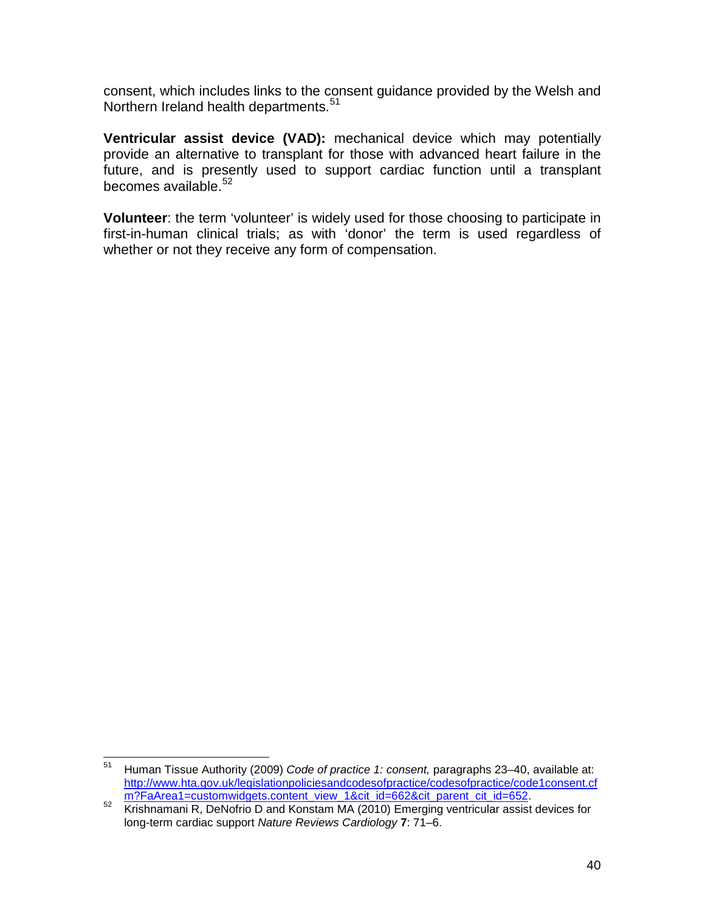consent, which includes links to the consent guidance provided by the Welsh and Northern Ireland health departments.[51]

**Ventricular assist device (VAD):** mechanical device which may potentially provide an alternative to transplant for those with advanced heart failure in the future, and is presently used to support cardiac function until a transplant becomes available.[52]

**Volunteer**: the term 'volunteer' is widely used for those choosing to participate in first-in-human clinical trials; as with 'donor' the term is used regardless of whether or not they receive any form of compensation.

---

[51] Human Tissue Authority (2009) *Code of practice 1: consent,* paragraphs 23–40, available at: http://www.hta.gov.uk/legislationpoliciesandcodesofpractice/codesofpractice/code1consent.cfm?FaArea1=customwidgets.content_view_1&cit_id=662&cit_parent_cit_id=652.

[52] Krishnamani R, DeNofrio D and Konstam MA (2010) Emerging ventricular assist devices for long-term cardiac support *Nature Reviews Cardiology* **7**: 71–6.